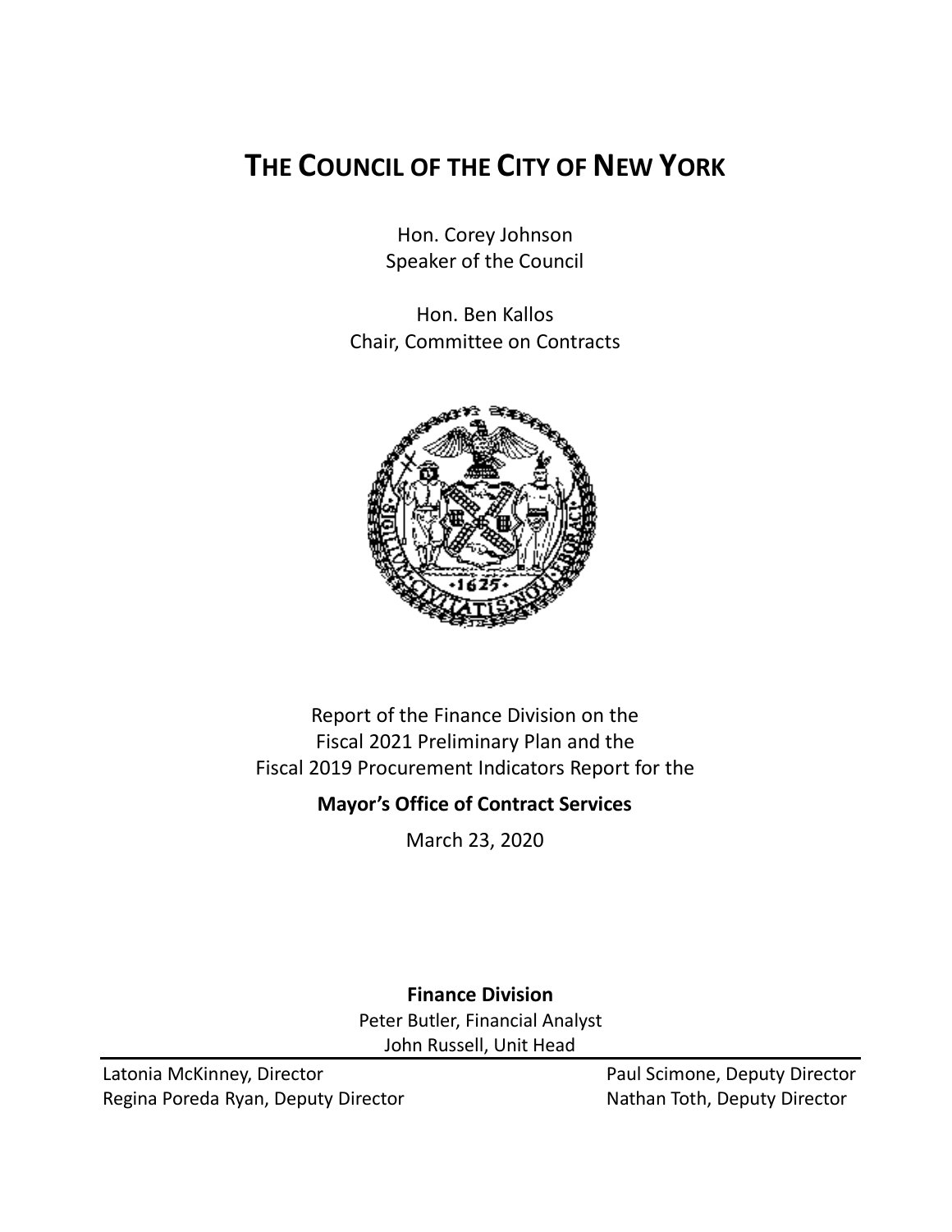# THE COUNCIL OF THE CITY OF NEW YORK

Hon. Corey Johnson
Speaker of the Council

Hon. Ben Kallos
Chair, Committee on Contracts

Report of the Finance Division on the
Fiscal 2021 Preliminary Plan and the
Fiscal 2019 Procurement Indicators Report for the

**Mayor's Office of Contract Services**

March 23, 2020

**Finance Division**

Peter Butler, Financial Analyst
John Russell, Unit Head

Latonia McKinney, Director
Regina Poreda Ryan, Deputy Director
Paul Scimone, Deputy Director
Nathan Toth, Deputy Director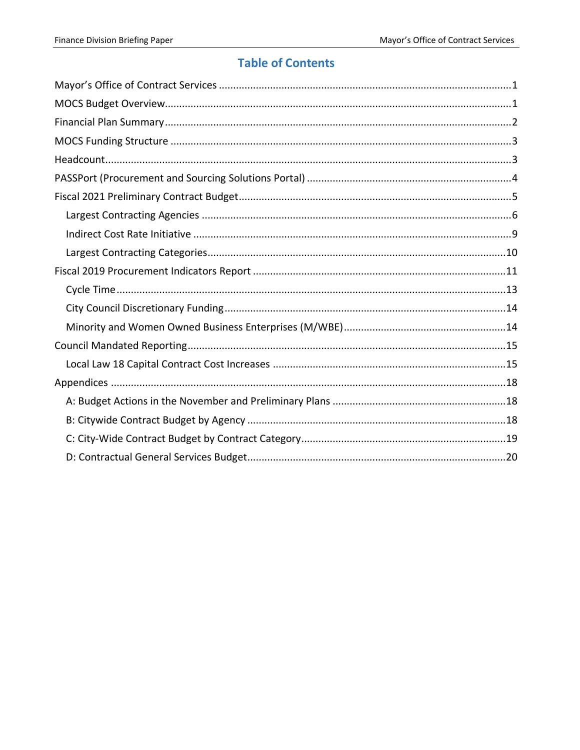# Table of Contents

- Mayor's Office of Contract Services .....1
- MOCS Budget Overview .....1
- Financial Plan Summary .....2
- MOCS Funding Structure .....3
- Headcount .....3
- PASSPort (Procurement and Sourcing Solutions Portal) .....4
- Fiscal 2021 Preliminary Contract Budget .....5
  - Largest Contracting Agencies .....6
  - Indirect Cost Rate Initiative .....9
  - Largest Contracting Categories .....10
- Fiscal 2019 Procurement Indicators Report .....11
  - Cycle Time .....13
  - City Council Discretionary Funding .....14
  - Minority and Women Owned Business Enterprises (M/WBE) .....14
- Council Mandated Reporting .....15
  - Local Law 18 Capital Contract Cost Increases .....15
- Appendices .....18
  - A: Budget Actions in the November and Preliminary Plans .....18
  - B: Citywide Contract Budget by Agency .....18
  - C: City-Wide Contract Budget by Contract Category .....19
  - D: Contractual General Services Budget .....20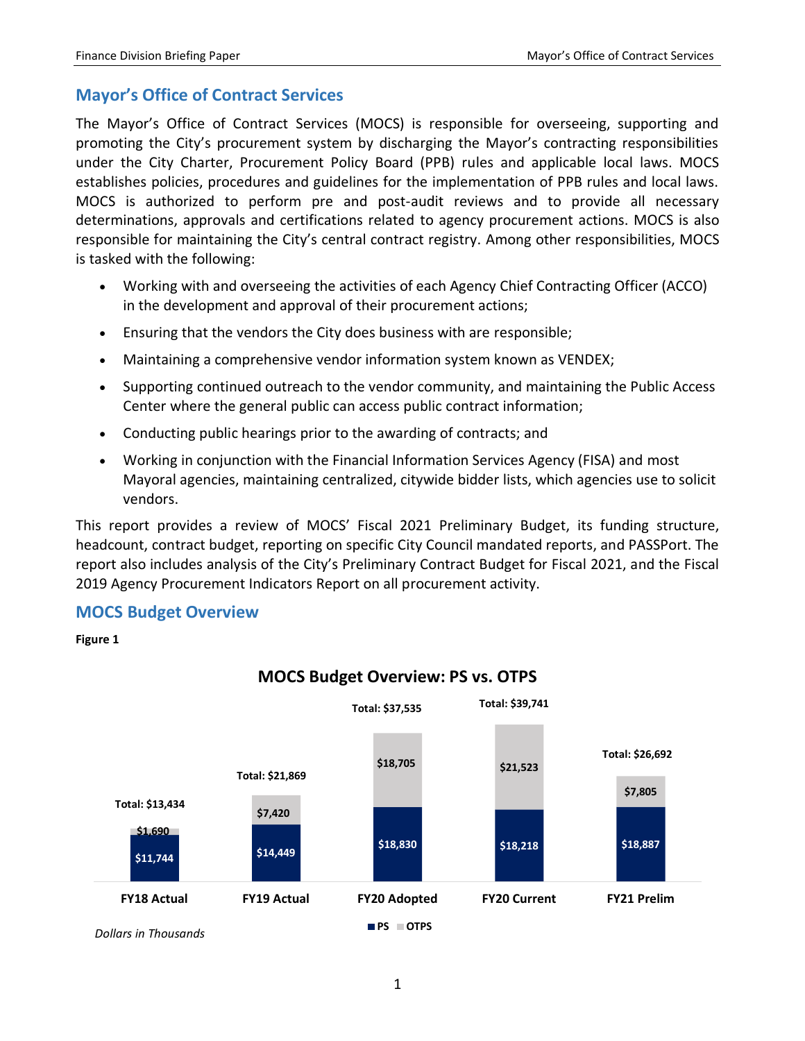## Mayor's Office of Contract Services

The Mayor's Office of Contract Services (MOCS) is responsible for overseeing, supporting and promoting the City's procurement system by discharging the Mayor's contracting responsibilities under the City Charter, Procurement Policy Board (PPB) rules and applicable local laws. MOCS establishes policies, procedures and guidelines for the implementation of PPB rules and local laws. MOCS is authorized to perform pre and post-audit reviews and to provide all necessary determinations, approvals and certifications related to agency procurement actions. MOCS is also responsible for maintaining the City's central contract registry. Among other responsibilities, MOCS is tasked with the following:

- Working with and overseeing the activities of each Agency Chief Contracting Officer (ACCO) in the development and approval of their procurement actions;
- Ensuring that the vendors the City does business with are responsible;
- Maintaining a comprehensive vendor information system known as VENDEX;
- Supporting continued outreach to the vendor community, and maintaining the Public Access Center where the general public can access public contract information;
- Conducting public hearings prior to the awarding of contracts; and
- Working in conjunction with the Financial Information Services Agency (FISA) and most Mayoral agencies, maintaining centralized, citywide bidder lists, which agencies use to solicit vendors.

This report provides a review of MOCS' Fiscal 2021 Preliminary Budget, its funding structure, headcount, contract budget, reporting on specific City Council mandated reports, and PASSPort. The report also includes analysis of the City's Preliminary Contract Budget for Fiscal 2021, and the Fiscal 2019 Agency Procurement Indicators Report on all procurement activity.

## MOCS Budget Overview

**Figure 1**

**MOCS Budget Overview: PS vs. OTPS**

| | FY18 Actual | FY19 Actual | FY20 Adopted | FY20 Current | FY21 Prelim |
|---|---|---|---|---|---|
| PS | $11,744 | $14,449 | $18,830 | $18,218 | $18,887 |
| OTPS | $1,690 | $7,420 | $18,705 | $21,523 | $7,805 |
| Total | $13,434 | $21,869 | $37,535 | $39,741 | $26,692 |

*Dollars in Thousands*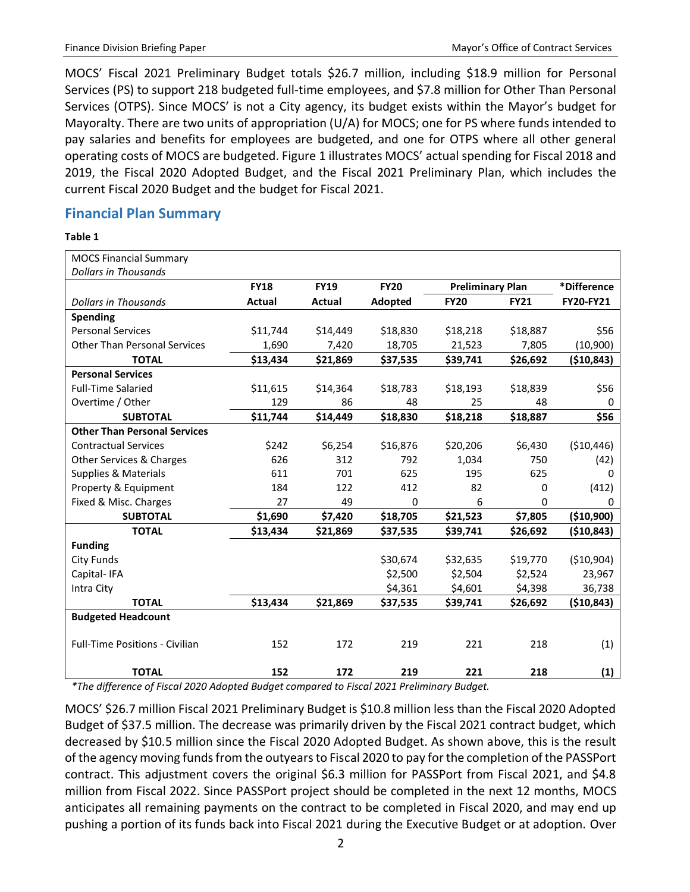MOCS' Fiscal 2021 Preliminary Budget totals $26.7 million, including $18.9 million for Personal Services (PS) to support 218 budgeted full-time employees, and $7.8 million for Other Than Personal Services (OTPS). Since MOCS' is not a City agency, its budget exists within the Mayor's budget for Mayoralty. There are two units of appropriation (U/A) for MOCS; one for PS where funds intended to pay salaries and benefits for employees are budgeted, and one for OTPS where all other general operating costs of MOCS are budgeted. Figure 1 illustrates MOCS' actual spending for Fiscal 2018 and 2019, the Fiscal 2020 Adopted Budget, and the Fiscal 2021 Preliminary Plan, which includes the current Fiscal 2020 Budget and the budget for Fiscal 2021.

## Financial Plan Summary

**Table 1**

| MOCS Financial Summary<br>*Dollars in Thousands* | | | | | | |
|---|---|---|---|---|---|---|
| | **FY18** | **FY19** | **FY20** | **Preliminary Plan** | | ***Difference** |
| *Dollars in Thousands* | **Actual** | **Actual** | **Adopted** | **FY20** | **FY21** | **FY20-FY21** |
| **Spending** | | | | | | |
| Personal Services | $11,744 | $14,449 | $18,830 | $18,218 | $18,887 | $56 |
| Other Than Personal Services | 1,690 | 7,420 | 18,705 | 21,523 | 7,805 | (10,900) |
| **TOTAL** | **$13,434** | **$21,869** | **$37,535** | **$39,741** | **$26,692** | **($10,843)** |
| **Personal Services** | | | | | | |
| Full-Time Salaried | $11,615 | $14,364 | $18,783 | $18,193 | $18,839 | $56 |
| Overtime / Other | 129 | 86 | 48 | 25 | 48 | 0 |
| **SUBTOTAL** | **$11,744** | **$14,449** | **$18,830** | **$18,218** | **$18,887** | **$56** |
| **Other Than Personal Services** | | | | | | |
| Contractual Services | $242 | $6,254 | $16,876 | $20,206 | $6,430 | ($10,446) |
| Other Services & Charges | 626 | 312 | 792 | 1,034 | 750 | (42) |
| Supplies & Materials | 611 | 701 | 625 | 195 | 625 | 0 |
| Property & Equipment | 184 | 122 | 412 | 82 | 0 | (412) |
| Fixed & Misc. Charges | 27 | 49 | 0 | 6 | 0 | 0 |
| **SUBTOTAL** | **$1,690** | **$7,420** | **$18,705** | **$21,523** | **$7,805** | **($10,900)** |
| **TOTAL** | **$13,434** | **$21,869** | **$37,535** | **$39,741** | **$26,692** | **($10,843)** |
| **Funding** | | | | | | |
| City Funds | | | $30,674 | $32,635 | $19,770 | ($10,904) |
| Capital- IFA | | | $2,500 | $2,504 | $2,524 | 23,967 |
| Intra City | | | $4,361 | $4,601 | $4,398 | 36,738 |
| **TOTAL** | **$13,434** | **$21,869** | **$37,535** | **$39,741** | **$26,692** | **($10,843)** |
| **Budgeted Headcount** | | | | | | |
| Full-Time Positions - Civilian | 152 | 172 | 219 | 221 | 218 | (1) |
| **TOTAL** | **152** | **172** | **219** | **221** | **218** | **(1)** |

*\*The difference of Fiscal 2020 Adopted Budget compared to Fiscal 2021 Preliminary Budget.*

MOCS' $26.7 million Fiscal 2021 Preliminary Budget is $10.8 million less than the Fiscal 2020 Adopted Budget of $37.5 million. The decrease was primarily driven by the Fiscal 2021 contract budget, which decreased by $10.5 million since the Fiscal 2020 Adopted Budget. As shown above, this is the result of the agency moving funds from the outyears to Fiscal 2020 to pay for the completion of the PASSPort contract. This adjustment covers the original $6.3 million for PASSPort from Fiscal 2021, and $4.8 million from Fiscal 2022. Since PASSPort project should be completed in the next 12 months, MOCS anticipates all remaining payments on the contract to be completed in Fiscal 2020, and may end up pushing a portion of its funds back into Fiscal 2021 during the Executive Budget or at adoption. Over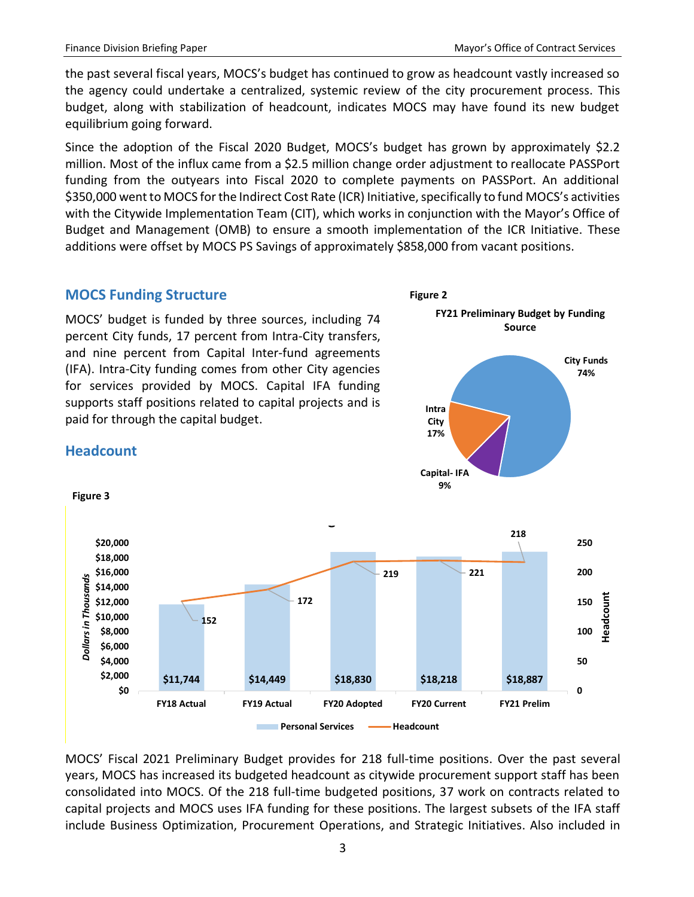the past several fiscal years, MOCS's budget has continued to grow as headcount vastly increased so the agency could undertake a centralized, systemic review of the city procurement process. This budget, along with stabilization of headcount, indicates MOCS may have found its new budget equilibrium going forward.

Since the adoption of the Fiscal 2020 Budget, MOCS's budget has grown by approximately $2.2 million. Most of the influx came from a $2.5 million change order adjustment to reallocate PASSPort funding from the outyears into Fiscal 2020 to complete payments on PASSPort. An additional $350,000 went to MOCS for the Indirect Cost Rate (ICR) Initiative, specifically to fund MOCS's activities with the Citywide Implementation Team (CIT), which works in conjunction with the Mayor's Office of Budget and Management (OMB) to ensure a smooth implementation of the ICR Initiative. These additions were offset by MOCS PS Savings of approximately $858,000 from vacant positions.

## MOCS Funding Structure

MOCS' budget is funded by three sources, including 74 percent City funds, 17 percent from Intra-City transfers, and nine percent from Capital Inter-fund agreements (IFA). Intra-City funding comes from other City agencies for services provided by MOCS. Capital IFA funding supports staff positions related to capital projects and is paid for through the capital budget.

**Figure 2**

**FY21 Preliminary Budget by Funding Source**

| Funding Source | Share |
|---|---|
| City Funds | 74% |
| Intra City | 17% |
| Capital- IFA | 9% |

## Headcount

**Figure 3**

| | FY18 Actual | FY19 Actual | FY20 Adopted | FY20 Current | FY21 Prelim |
|---|---|---|---|---|---|
| Personal Services (Dollars in Thousands) | $11,744 | $14,449 | $18,830 | $18,218 | $18,887 |
| Headcount | 152 | 172 | 219 | 221 | 218 |

MOCS' Fiscal 2021 Preliminary Budget provides for 218 full-time positions. Over the past several years, MOCS has increased its budgeted headcount as citywide procurement support staff has been consolidated into MOCS. Of the 218 full-time budgeted positions, 37 work on contracts related to capital projects and MOCS uses IFA funding for these positions. The largest subsets of the IFA staff include Business Optimization, Procurement Operations, and Strategic Initiatives. Also included in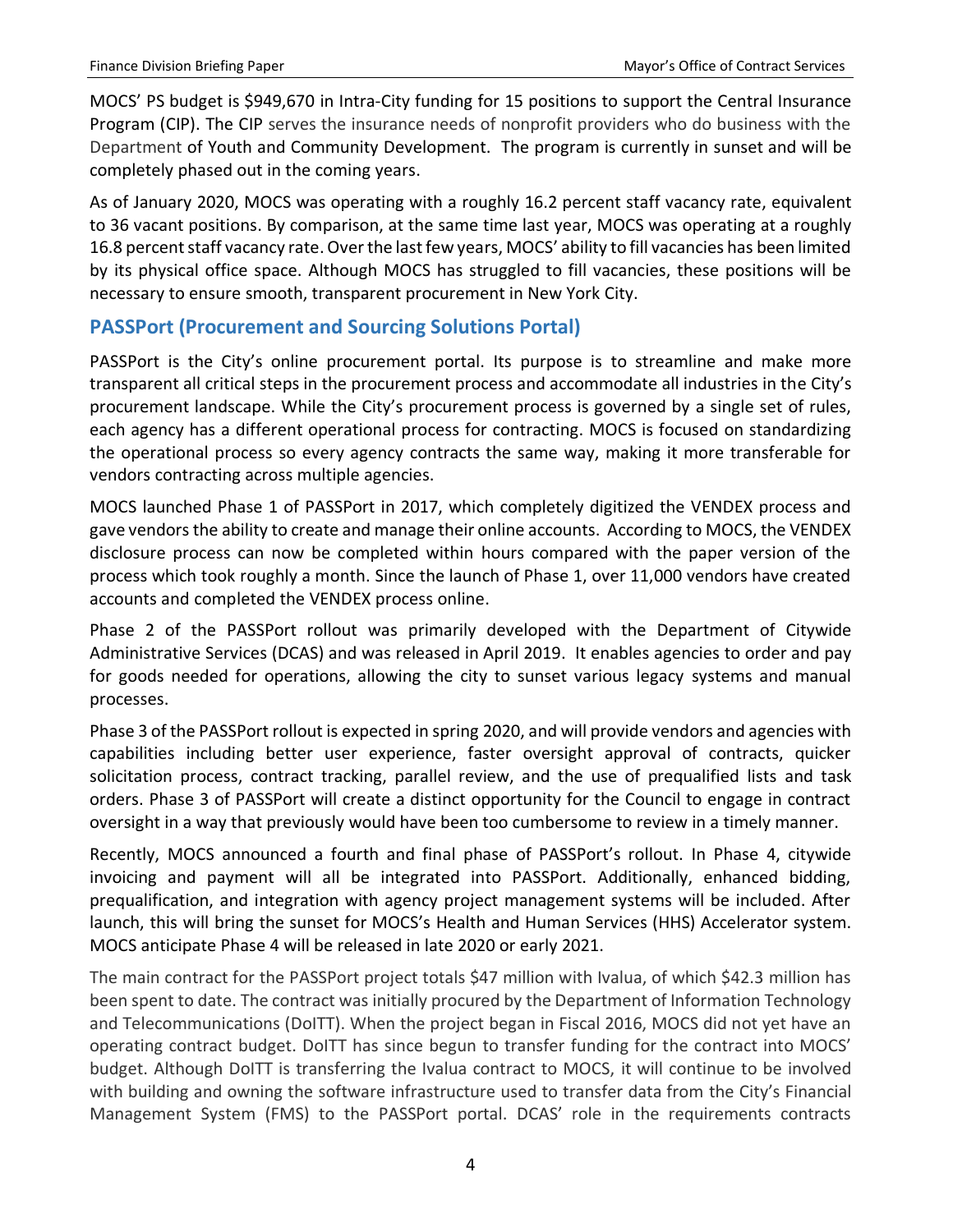MOCS' PS budget is $949,670 in Intra-City funding for 15 positions to support the Central Insurance Program (CIP). The CIP serves the insurance needs of nonprofit providers who do business with the Department of Youth and Community Development. The program is currently in sunset and will be completely phased out in the coming years.

As of January 2020, MOCS was operating with a roughly 16.2 percent staff vacancy rate, equivalent to 36 vacant positions. By comparison, at the same time last year, MOCS was operating at a roughly 16.8 percent staff vacancy rate. Over the last few years, MOCS' ability to fill vacancies has been limited by its physical office space. Although MOCS has struggled to fill vacancies, these positions will be necessary to ensure smooth, transparent procurement in New York City.

## PASSPort (Procurement and Sourcing Solutions Portal)

PASSPort is the City's online procurement portal. Its purpose is to streamline and make more transparent all critical steps in the procurement process and accommodate all industries in the City's procurement landscape. While the City's procurement process is governed by a single set of rules, each agency has a different operational process for contracting. MOCS is focused on standardizing the operational process so every agency contracts the same way, making it more transferable for vendors contracting across multiple agencies.

MOCS launched Phase 1 of PASSPort in 2017, which completely digitized the VENDEX process and gave vendors the ability to create and manage their online accounts. According to MOCS, the VENDEX disclosure process can now be completed within hours compared with the paper version of the process which took roughly a month. Since the launch of Phase 1, over 11,000 vendors have created accounts and completed the VENDEX process online.

Phase 2 of the PASSPort rollout was primarily developed with the Department of Citywide Administrative Services (DCAS) and was released in April 2019. It enables agencies to order and pay for goods needed for operations, allowing the city to sunset various legacy systems and manual processes.

Phase 3 of the PASSPort rollout is expected in spring 2020, and will provide vendors and agencies with capabilities including better user experience, faster oversight approval of contracts, quicker solicitation process, contract tracking, parallel review, and the use of prequalified lists and task orders. Phase 3 of PASSPort will create a distinct opportunity for the Council to engage in contract oversight in a way that previously would have been too cumbersome to review in a timely manner.

Recently, MOCS announced a fourth and final phase of PASSPort's rollout. In Phase 4, citywide invoicing and payment will all be integrated into PASSPort. Additionally, enhanced bidding, prequalification, and integration with agency project management systems will be included. After launch, this will bring the sunset for MOCS's Health and Human Services (HHS) Accelerator system. MOCS anticipate Phase 4 will be released in late 2020 or early 2021.

The main contract for the PASSPort project totals $47 million with Ivalua, of which $42.3 million has been spent to date. The contract was initially procured by the Department of Information Technology and Telecommunications (DoITT). When the project began in Fiscal 2016, MOCS did not yet have an operating contract budget. DoITT has since begun to transfer funding for the contract into MOCS' budget. Although DoITT is transferring the Ivalua contract to MOCS, it will continue to be involved with building and owning the software infrastructure used to transfer data from the City's Financial Management System (FMS) to the PASSPort portal. DCAS' role in the requirements contracts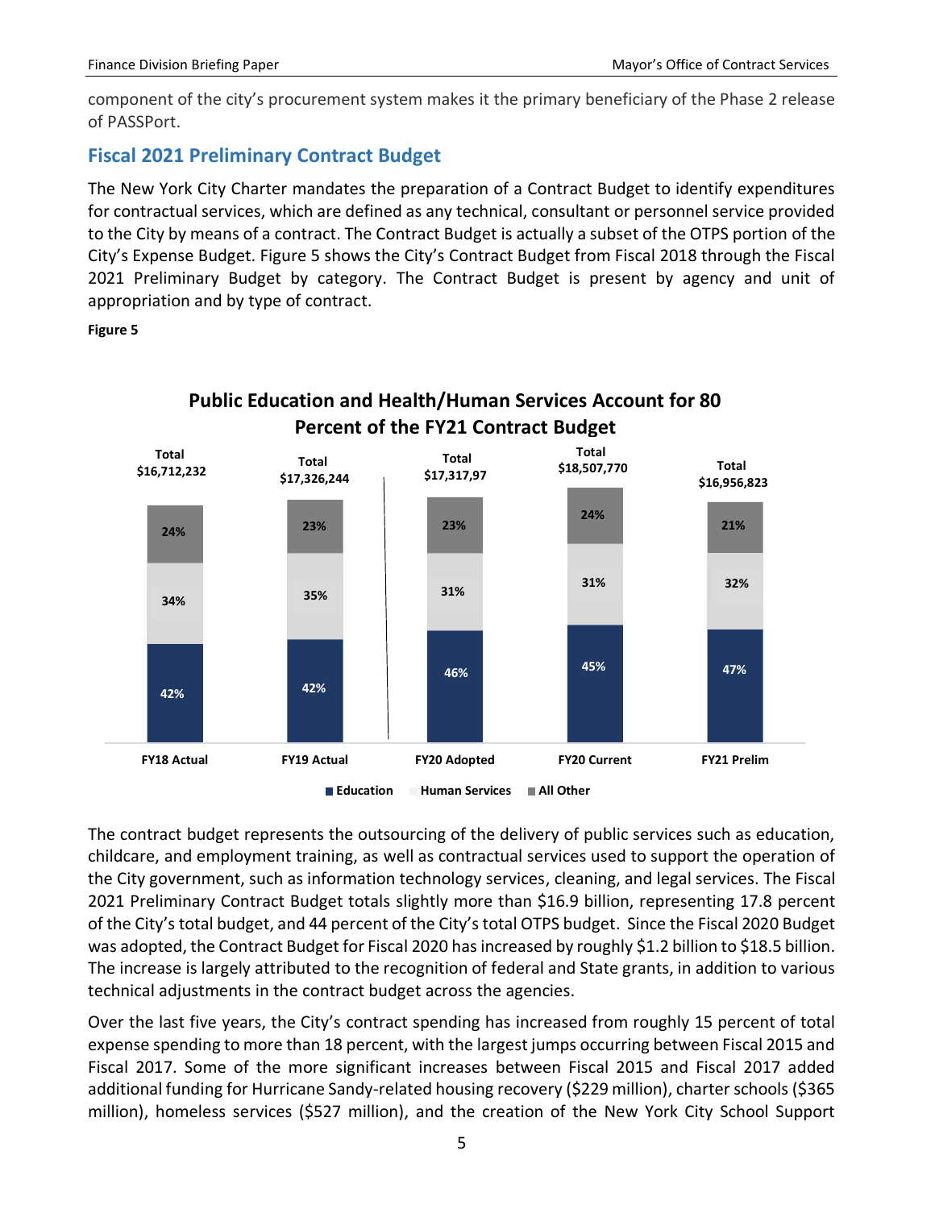component of the city's procurement system makes it the primary beneficiary of the Phase 2 release of PASSPort.

## Fiscal 2021 Preliminary Contract Budget

The New York City Charter mandates the preparation of a Contract Budget to identify expenditures for contractual services, which are defined as any technical, consultant or personnel service provided to the City by means of a contract. The Contract Budget is actually a subset of the OTPS portion of the City's Expense Budget. Figure 5 shows the City's Contract Budget from Fiscal 2018 through the Fiscal 2021 Preliminary Budget by category. The Contract Budget is present by agency and unit of appropriation and by type of contract.

**Figure 5**

**Public Education and Health/Human Services Account for 80 Percent of the FY21 Contract Budget**

| | FY18 Actual | FY19 Actual | FY20 Adopted | FY20 Current | FY21 Prelim |
|---|---|---|---|---|---|
| Total | $16,712,232 | $17,326,244 | $17,317,97 | $18,507,770 | $16,956,823 |
| All Other | 24% | 23% | 23% | 24% | 21% |
| Human Services | 34% | 35% | 31% | 31% | 32% |
| Education | 42% | 42% | 46% | 45% | 47% |

The contract budget represents the outsourcing of the delivery of public services such as education, childcare, and employment training, as well as contractual services used to support the operation of the City government, such as information technology services, cleaning, and legal services. The Fiscal 2021 Preliminary Contract Budget totals slightly more than $16.9 billion, representing 17.8 percent of the City's total budget, and 44 percent of the City's total OTPS budget. Since the Fiscal 2020 Budget was adopted, the Contract Budget for Fiscal 2020 has increased by roughly $1.2 billion to $18.5 billion. The increase is largely attributed to the recognition of federal and State grants, in addition to various technical adjustments in the contract budget across the agencies.

Over the last five years, the City's contract spending has increased from roughly 15 percent of total expense spending to more than 18 percent, with the largest jumps occurring between Fiscal 2015 and Fiscal 2017. Some of the more significant increases between Fiscal 2015 and Fiscal 2017 added additional funding for Hurricane Sandy-related housing recovery ($229 million), charter schools ($365 million), homeless services ($527 million), and the creation of the New York City School Support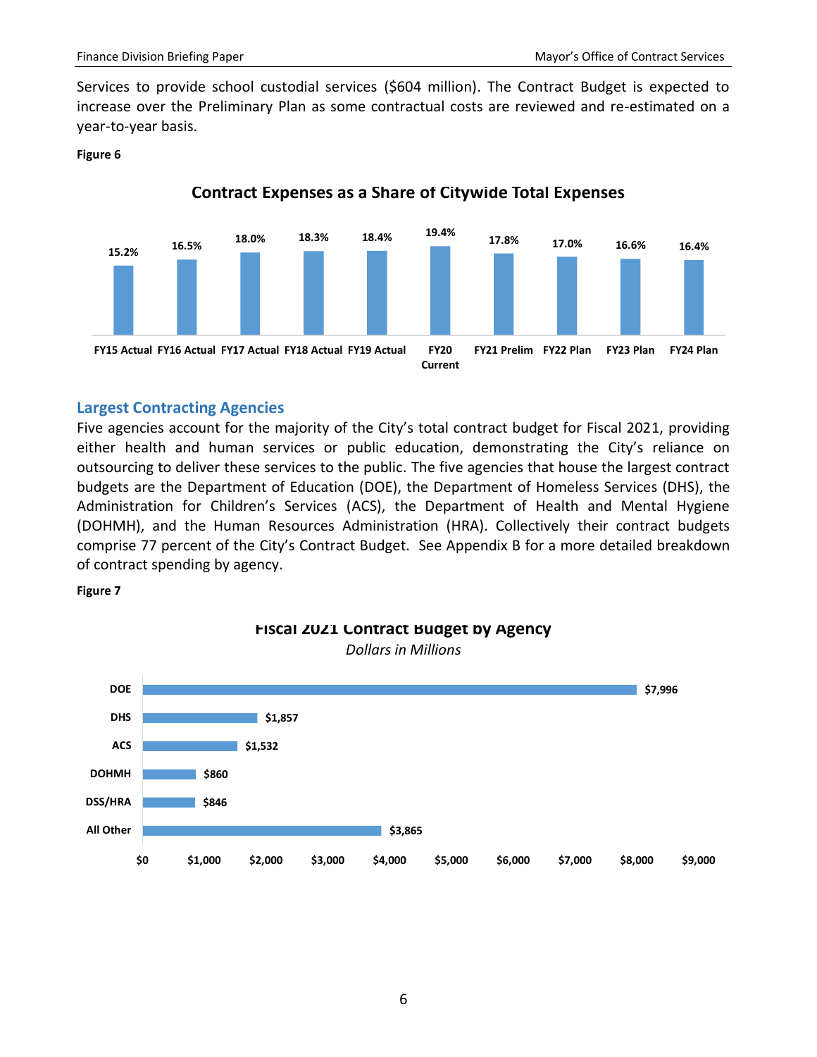Services to provide school custodial services ($604 million). The Contract Budget is expected to increase over the Preliminary Plan as some contractual costs are reviewed and re-estimated on a year-to-year basis.

**Figure 6**

**Contract Expenses as a Share of Citywide Total Expenses**

| FY15 Actual | FY16 Actual | FY17 Actual | FY18 Actual | FY19 Actual | FY20 Current | FY21 Prelim | FY22 Plan | FY23 Plan | FY24 Plan |
|---|---|---|---|---|---|---|---|---|---|
| 15.2% | 16.5% | 18.0% | 18.3% | 18.4% | 19.4% | 17.8% | 17.0% | 16.6% | 16.4% |

## Largest Contracting Agencies

Five agencies account for the majority of the City's total contract budget for Fiscal 2021, providing either health and human services or public education, demonstrating the City's reliance on outsourcing to deliver these services to the public. The five agencies that house the largest contract budgets are the Department of Education (DOE), the Department of Homeless Services (DHS), the Administration for Children's Services (ACS), the Department of Health and Mental Hygiene (DOHMH), and the Human Resources Administration (HRA). Collectively their contract budgets comprise 77 percent of the City's Contract Budget. See Appendix B for a more detailed breakdown of contract spending by agency.

**Figure 7**

**Fiscal 2021 Contract Budget by Agency**

*Dollars in Millions*

| Agency | Amount |
|---|---|
| DOE | $7,996 |
| DHS | $1,857 |
| ACS | $1,532 |
| DOHMH | $860 |
| DSS/HRA | $846 |
| All Other | $3,865 |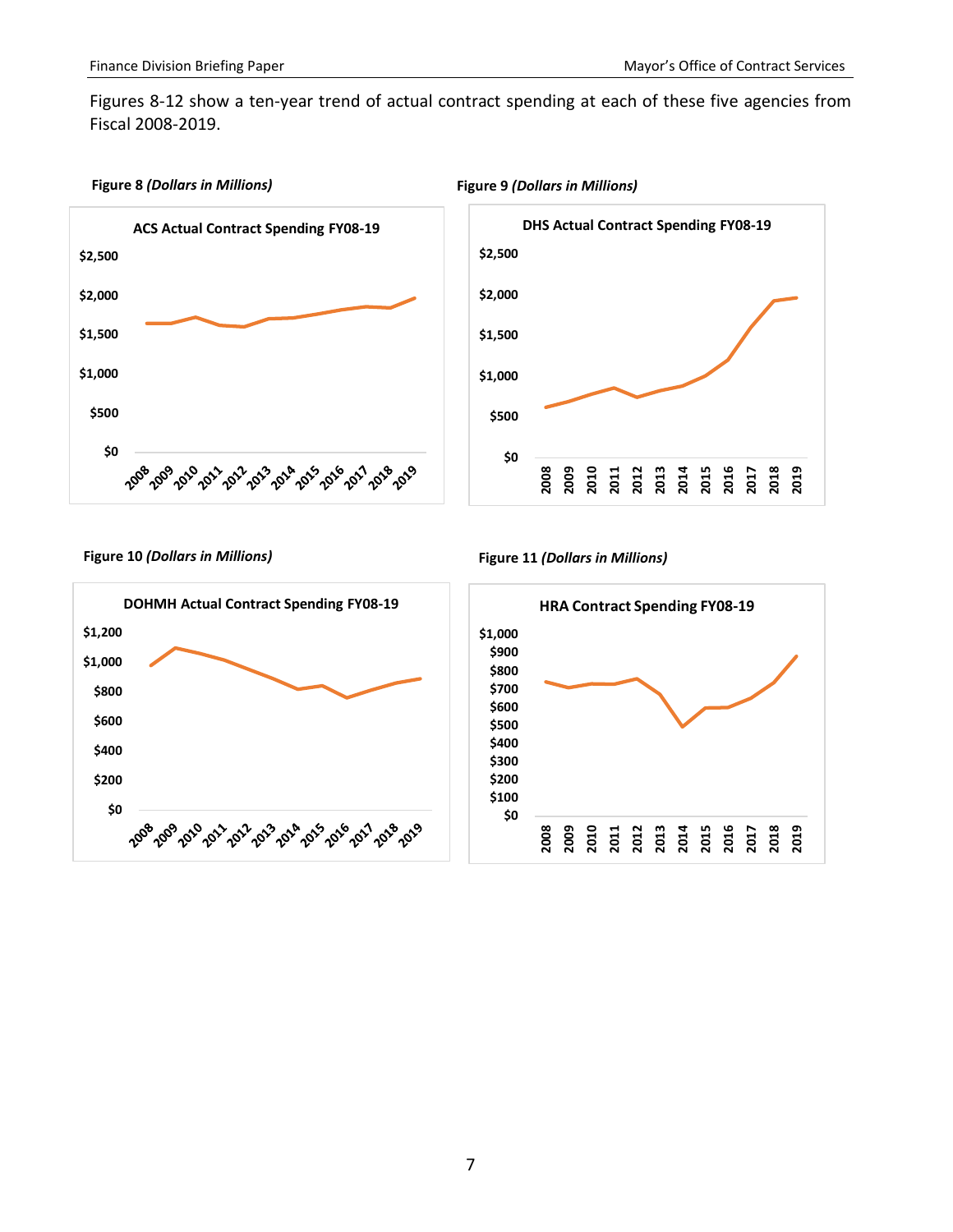Figures 8-12 show a ten-year trend of actual contract spending at each of these five agencies from Fiscal 2008-2019.

**Figure 8** ***(Dollars in Millions)***

**ACS Actual Contract Spending FY08-19**

**Figure 9** ***(Dollars in Millions)***

**DHS Actual Contract Spending FY08-19**

**Figure 10** ***(Dollars in Millions)***

**DOHMH Actual Contract Spending FY08-19**

**Figure 11** ***(Dollars in Millions)***

**HRA Contract Spending FY08-19**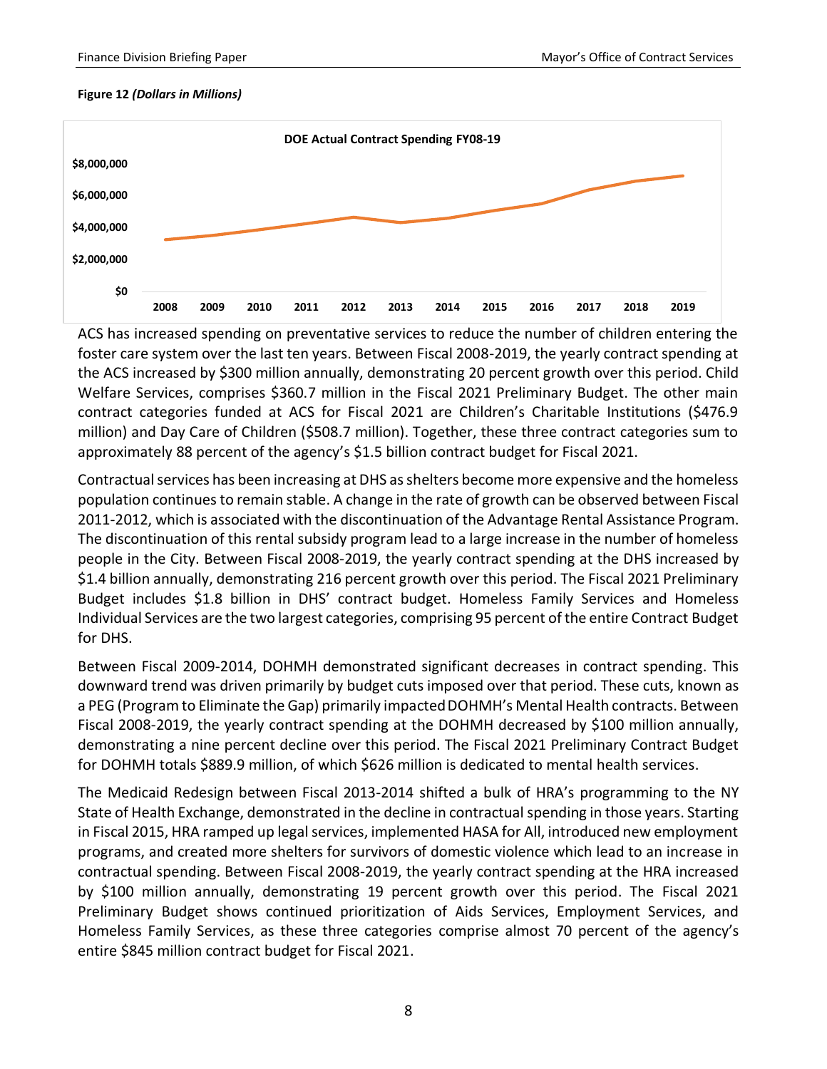**Figure 12** ***(Dollars in Millions)***

DOE Actual Contract Spending FY08-19

ACS has increased spending on preventative services to reduce the number of children entering the foster care system over the last ten years. Between Fiscal 2008-2019, the yearly contract spending at the ACS increased by $300 million annually, demonstrating 20 percent growth over this period. Child Welfare Services, comprises $360.7 million in the Fiscal 2021 Preliminary Budget. The other main contract categories funded at ACS for Fiscal 2021 are Children's Charitable Institutions ($476.9 million) and Day Care of Children ($508.7 million). Together, these three contract categories sum to approximately 88 percent of the agency's $1.5 billion contract budget for Fiscal 2021.

Contractual services has been increasing at DHS as shelters become more expensive and the homeless population continues to remain stable. A change in the rate of growth can be observed between Fiscal 2011-2012, which is associated with the discontinuation of the Advantage Rental Assistance Program. The discontinuation of this rental subsidy program lead to a large increase in the number of homeless people in the City. Between Fiscal 2008-2019, the yearly contract spending at the DHS increased by $1.4 billion annually, demonstrating 216 percent growth over this period. The Fiscal 2021 Preliminary Budget includes $1.8 billion in DHS' contract budget. Homeless Family Services and Homeless Individual Services are the two largest categories, comprising 95 percent of the entire Contract Budget for DHS.

Between Fiscal 2009-2014, DOHMH demonstrated significant decreases in contract spending. This downward trend was driven primarily by budget cuts imposed over that period. These cuts, known as a PEG (Program to Eliminate the Gap) primarily impacted DOHMH's Mental Health contracts. Between Fiscal 2008-2019, the yearly contract spending at the DOHMH decreased by $100 million annually, demonstrating a nine percent decline over this period. The Fiscal 2021 Preliminary Contract Budget for DOHMH totals $889.9 million, of which $626 million is dedicated to mental health services.

The Medicaid Redesign between Fiscal 2013-2014 shifted a bulk of HRA's programming to the NY State of Health Exchange, demonstrated in the decline in contractual spending in those years. Starting in Fiscal 2015, HRA ramped up legal services, implemented HASA for All, introduced new employment programs, and created more shelters for survivors of domestic violence which lead to an increase in contractual spending. Between Fiscal 2008-2019, the yearly contract spending at the HRA increased by $100 million annually, demonstrating 19 percent growth over this period. The Fiscal 2021 Preliminary Budget shows continued prioritization of Aids Services, Employment Services, and Homeless Family Services, as these three categories comprise almost 70 percent of the agency's entire $845 million contract budget for Fiscal 2021.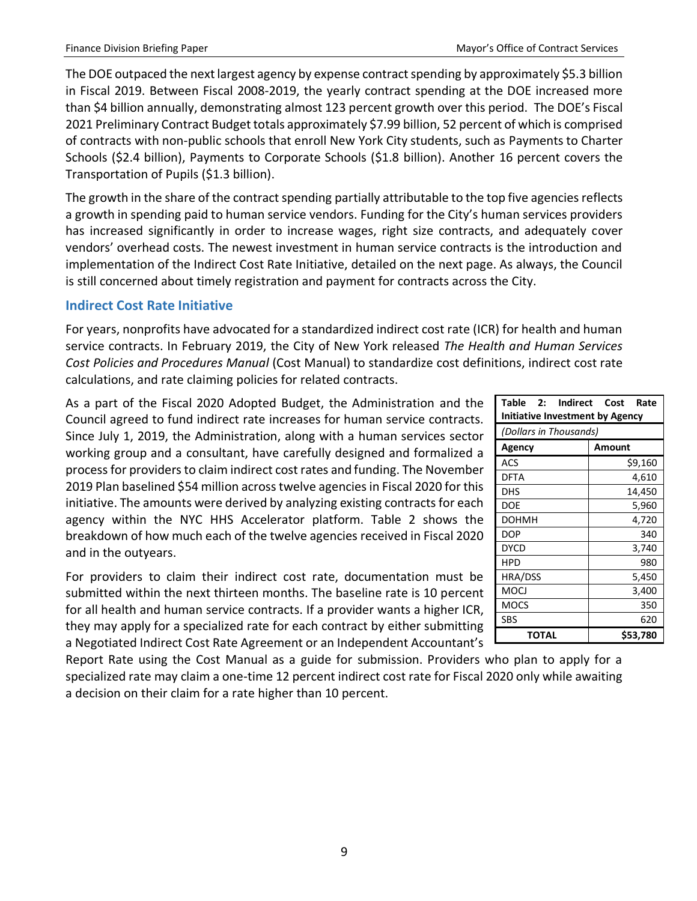The DOE outpaced the next largest agency by expense contract spending by approximately $5.3 billion in Fiscal 2019. Between Fiscal 2008-2019, the yearly contract spending at the DOE increased more than $4 billion annually, demonstrating almost 123 percent growth over this period. The DOE's Fiscal 2021 Preliminary Contract Budget totals approximately $7.99 billion, 52 percent of which is comprised of contracts with non-public schools that enroll New York City students, such as Payments to Charter Schools ($2.4 billion), Payments to Corporate Schools ($1.8 billion). Another 16 percent covers the Transportation of Pupils ($1.3 billion).

The growth in the share of the contract spending partially attributable to the top five agencies reflects a growth in spending paid to human service vendors. Funding for the City's human services providers has increased significantly in order to increase wages, right size contracts, and adequately cover vendors' overhead costs. The newest investment in human service contracts is the introduction and implementation of the Indirect Cost Rate Initiative, detailed on the next page. As always, the Council is still concerned about timely registration and payment for contracts across the City.

## Indirect Cost Rate Initiative

For years, nonprofits have advocated for a standardized indirect cost rate (ICR) for health and human service contracts. In February 2019, the City of New York released *The Health and Human Services Cost Policies and Procedures Manual* (Cost Manual) to standardize cost definitions, indirect cost rate calculations, and rate claiming policies for related contracts.

As a part of the Fiscal 2020 Adopted Budget, the Administration and the Council agreed to fund indirect rate increases for human service contracts. Since July 1, 2019, the Administration, along with a human services sector working group and a consultant, have carefully designed and formalized a process for providers to claim indirect cost rates and funding. The November 2019 Plan baselined $54 million across twelve agencies in Fiscal 2020 for this initiative. The amounts were derived by analyzing existing contracts for each agency within the NYC HHS Accelerator platform. Table 2 shows the breakdown of how much each of the twelve agencies received in Fiscal 2020 and in the outyears.

**Table 2: Indirect Cost Rate Initiative Investment by Agency**

*(Dollars in Thousands)*

| Agency | Amount |
|---|---|
| ACS | $9,160 |
| DFTA | 4,610 |
| DHS | 14,450 |
| DOE | 5,960 |
| DOHMH | 4,720 |
| DOP | 340 |
| DYCD | 3,740 |
| HPD | 980 |
| HRA/DSS | 5,450 |
| MOCJ | 3,400 |
| MOCS | 350 |
| SBS | 620 |
| **TOTAL** | **$53,780** |

For providers to claim their indirect cost rate, documentation must be submitted within the next thirteen months. The baseline rate is 10 percent for all health and human service contracts. If a provider wants a higher ICR, they may apply for a specialized rate for each contract by either submitting a Negotiated Indirect Cost Rate Agreement or an Independent Accountant's Report Rate using the Cost Manual as a guide for submission. Providers who plan to apply for a specialized rate may claim a one-time 12 percent indirect cost rate for Fiscal 2020 only while awaiting a decision on their claim for a rate higher than 10 percent.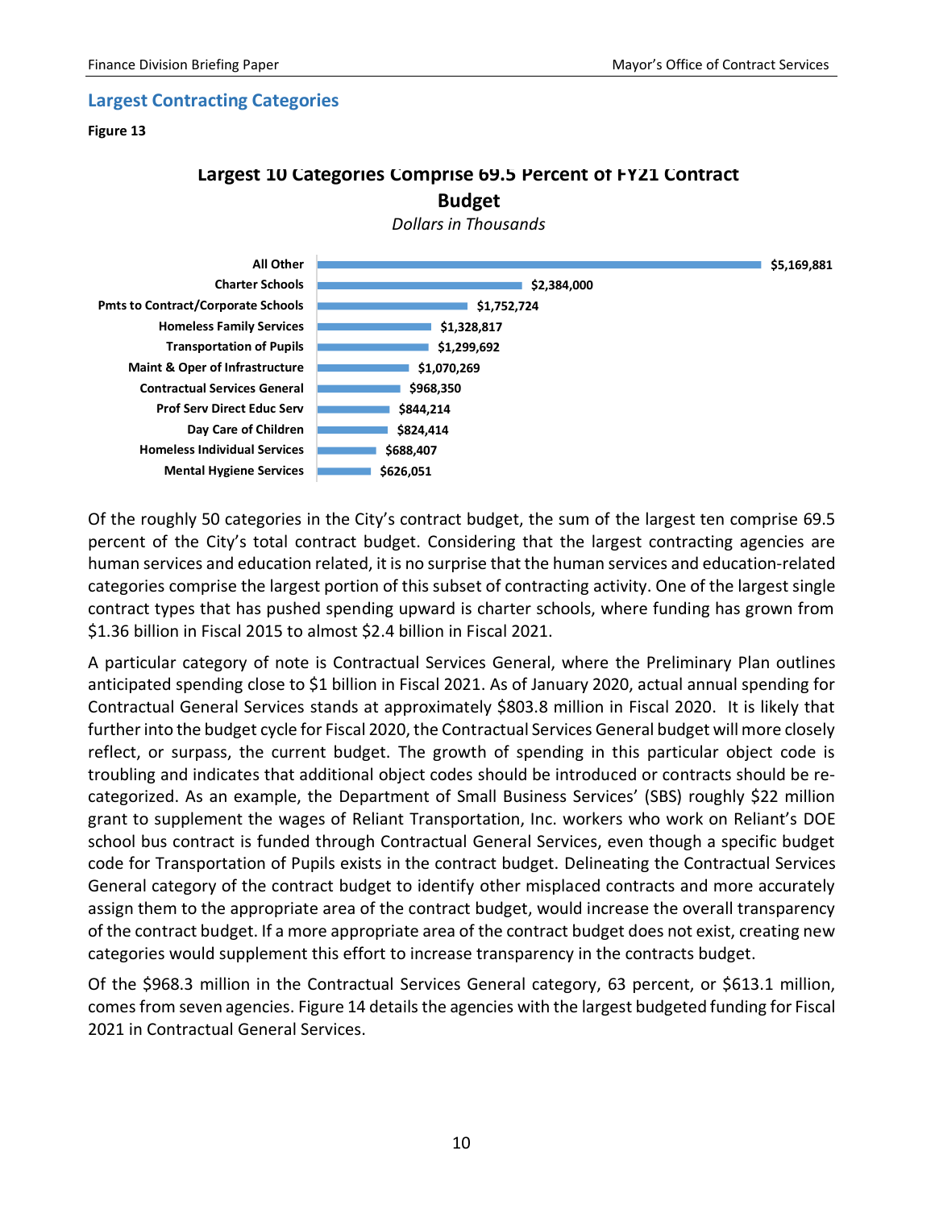## Largest Contracting Categories

**Figure 13**

**Largest 10 Categories Comprise 69.5 Percent of FY21 Contract Budget**

*Dollars in Thousands*

| Category | Amount |
|---|---|
| All Other | $5,169,881 |
| Charter Schools | $2,384,000 |
| Pmts to Contract/Corporate Schools | $1,752,724 |
| Homeless Family Services | $1,328,817 |
| Transportation of Pupils | $1,299,692 |
| Maint & Oper of Infrastructure | $1,070,269 |
| Contractual Services General | $968,350 |
| Prof Serv Direct Educ Serv | $844,214 |
| Day Care of Children | $824,414 |
| Homeless Individual Services | $688,407 |
| Mental Hygiene Services | $626,051 |

Of the roughly 50 categories in the City's contract budget, the sum of the largest ten comprise 69.5 percent of the City's total contract budget. Considering that the largest contracting agencies are human services and education related, it is no surprise that the human services and education-related categories comprise the largest portion of this subset of contracting activity. One of the largest single contract types that has pushed spending upward is charter schools, where funding has grown from $1.36 billion in Fiscal 2015 to almost $2.4 billion in Fiscal 2021.

A particular category of note is Contractual Services General, where the Preliminary Plan outlines anticipated spending close to $1 billion in Fiscal 2021. As of January 2020, actual annual spending for Contractual General Services stands at approximately $803.8 million in Fiscal 2020. It is likely that further into the budget cycle for Fiscal 2020, the Contractual Services General budget will more closely reflect, or surpass, the current budget. The growth of spending in this particular object code is troubling and indicates that additional object codes should be introduced or contracts should be re-categorized. As an example, the Department of Small Business Services' (SBS) roughly $22 million grant to supplement the wages of Reliant Transportation, Inc. workers who work on Reliant's DOE school bus contract is funded through Contractual General Services, even though a specific budget code for Transportation of Pupils exists in the contract budget. Delineating the Contractual Services General category of the contract budget to identify other misplaced contracts and more accurately assign them to the appropriate area of the contract budget, would increase the overall transparency of the contract budget. If a more appropriate area of the contract budget does not exist, creating new categories would supplement this effort to increase transparency in the contracts budget.

Of the $968.3 million in the Contractual Services General category, 63 percent, or $613.1 million, comes from seven agencies. Figure 14 details the agencies with the largest budgeted funding for Fiscal 2021 in Contractual General Services.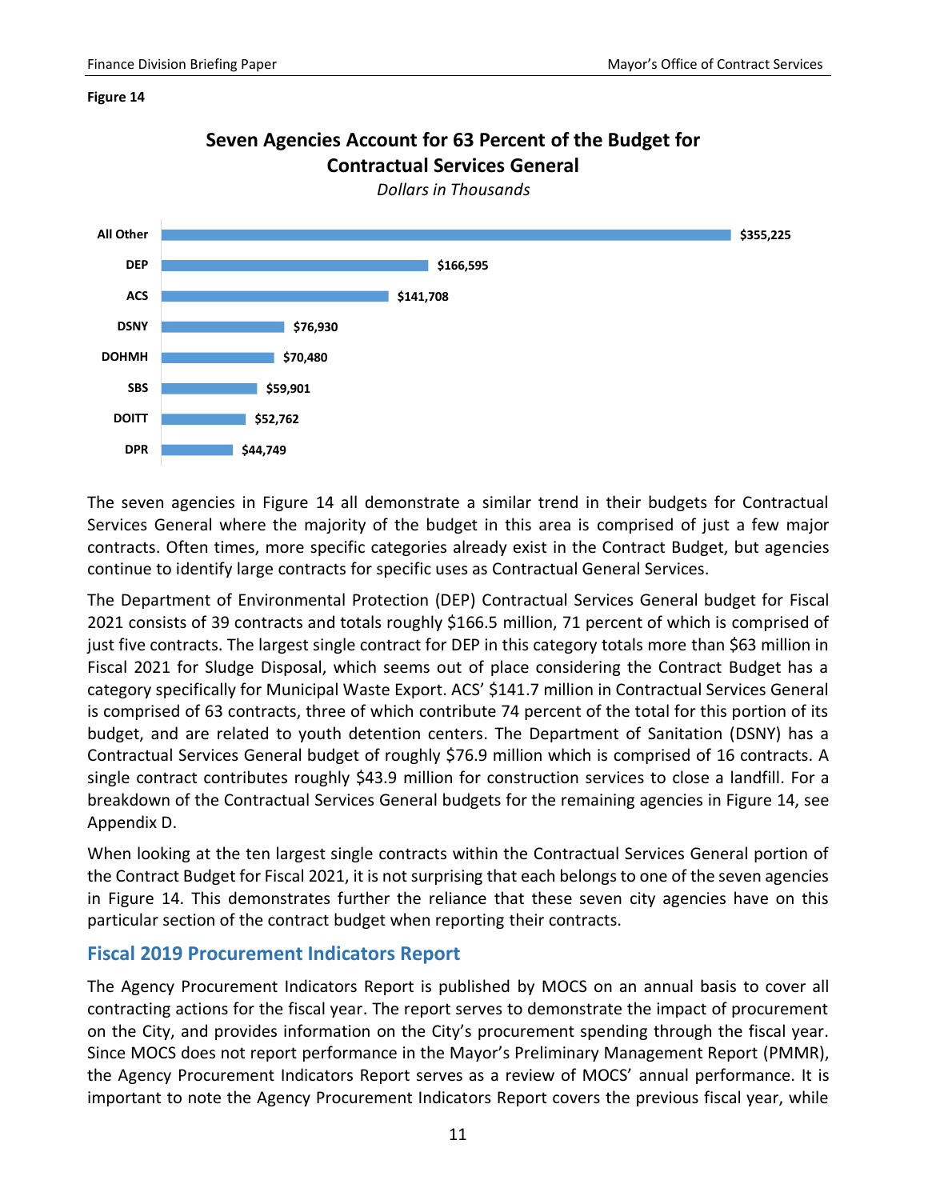**Figure 14**

**Seven Agencies Account for 63 Percent of the Budget for Contractual Services General**

*Dollars in Thousands*

| Agency | Amount |
|---|---|
| All Other | $355,225 |
| DEP | $166,595 |
| ACS | $141,708 |
| DSNY | $76,930 |
| DOHMH | $70,480 |
| SBS | $59,901 |
| DOITT | $52,762 |
| DPR | $44,749 |

The seven agencies in Figure 14 all demonstrate a similar trend in their budgets for Contractual Services General where the majority of the budget in this area is comprised of just a few major contracts. Often times, more specific categories already exist in the Contract Budget, but agencies continue to identify large contracts for specific uses as Contractual General Services.

The Department of Environmental Protection (DEP) Contractual Services General budget for Fiscal 2021 consists of 39 contracts and totals roughly $166.5 million, 71 percent of which is comprised of just five contracts. The largest single contract for DEP in this category totals more than $63 million in Fiscal 2021 for Sludge Disposal, which seems out of place considering the Contract Budget has a category specifically for Municipal Waste Export. ACS' $141.7 million in Contractual Services General is comprised of 63 contracts, three of which contribute 74 percent of the total for this portion of its budget, and are related to youth detention centers. The Department of Sanitation (DSNY) has a Contractual Services General budget of roughly $76.9 million which is comprised of 16 contracts. A single contract contributes roughly $43.9 million for construction services to close a landfill. For a breakdown of the Contractual Services General budgets for the remaining agencies in Figure 14, see Appendix D.

When looking at the ten largest single contracts within the Contractual Services General portion of the Contract Budget for Fiscal 2021, it is not surprising that each belongs to one of the seven agencies in Figure 14. This demonstrates further the reliance that these seven city agencies have on this particular section of the contract budget when reporting their contracts.

## Fiscal 2019 Procurement Indicators Report

The Agency Procurement Indicators Report is published by MOCS on an annual basis to cover all contracting actions for the fiscal year. The report serves to demonstrate the impact of procurement on the City, and provides information on the City's procurement spending through the fiscal year. Since MOCS does not report performance in the Mayor's Preliminary Management Report (PMMR), the Agency Procurement Indicators Report serves as a review of MOCS' annual performance. It is important to note the Agency Procurement Indicators Report covers the previous fiscal year, while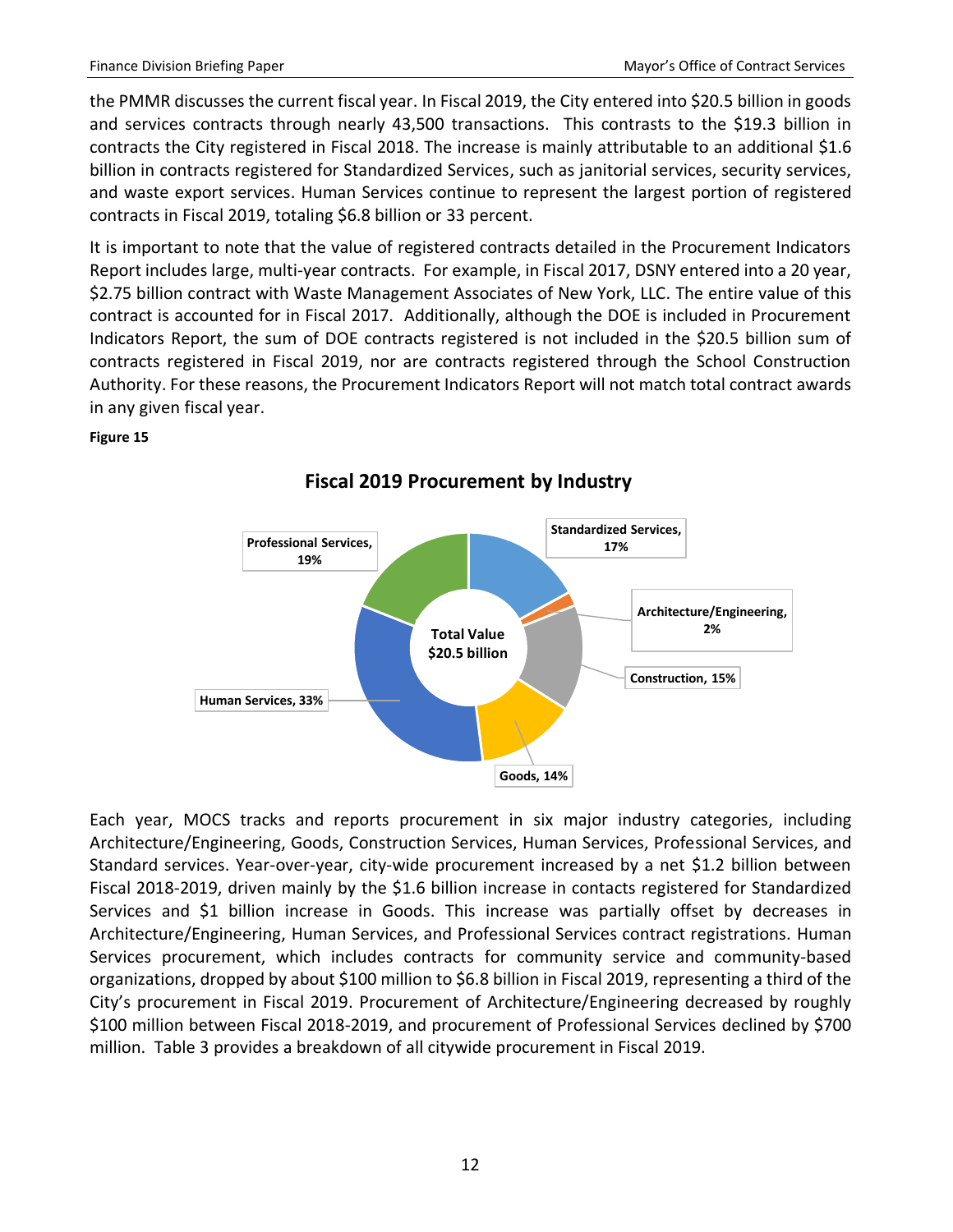the PMMR discusses the current fiscal year. In Fiscal 2019, the City entered into $20.5 billion in goods and services contracts through nearly 43,500 transactions. This contrasts to the $19.3 billion in contracts the City registered in Fiscal 2018. The increase is mainly attributable to an additional $1.6 billion in contracts registered for Standardized Services, such as janitorial services, security services, and waste export services. Human Services continue to represent the largest portion of registered contracts in Fiscal 2019, totaling $6.8 billion or 33 percent.

It is important to note that the value of registered contracts detailed in the Procurement Indicators Report includes large, multi-year contracts. For example, in Fiscal 2017, DSNY entered into a 20 year, $2.75 billion contract with Waste Management Associates of New York, LLC. The entire value of this contract is accounted for in Fiscal 2017. Additionally, although the DOE is included in Procurement Indicators Report, the sum of DOE contracts registered is not included in the $20.5 billion sum of contracts registered in Fiscal 2019, nor are contracts registered through the School Construction Authority. For these reasons, the Procurement Indicators Report will not match total contract awards in any given fiscal year.

**Figure 15**

**Fiscal 2019 Procurement by Industry**

| Industry | Share |
|---|---|
| Standardized Services | 17% |
| Architecture/Engineering | 2% |
| Construction | 15% |
| Goods | 14% |
| Human Services | 33% |
| Professional Services | 19% |
| **Total Value** | **$20.5 billion** |

Each year, MOCS tracks and reports procurement in six major industry categories, including Architecture/Engineering, Goods, Construction Services, Human Services, Professional Services, and Standard services. Year-over-year, city-wide procurement increased by a net $1.2 billion between Fiscal 2018-2019, driven mainly by the $1.6 billion increase in contacts registered for Standardized Services and $1 billion increase in Goods. This increase was partially offset by decreases in Architecture/Engineering, Human Services, and Professional Services contract registrations. Human Services procurement, which includes contracts for community service and community-based organizations, dropped by about $100 million to $6.8 billion in Fiscal 2019, representing a third of the City's procurement in Fiscal 2019. Procurement of Architecture/Engineering decreased by roughly $100 million between Fiscal 2018-2019, and procurement of Professional Services declined by $700 million. Table 3 provides a breakdown of all citywide procurement in Fiscal 2019.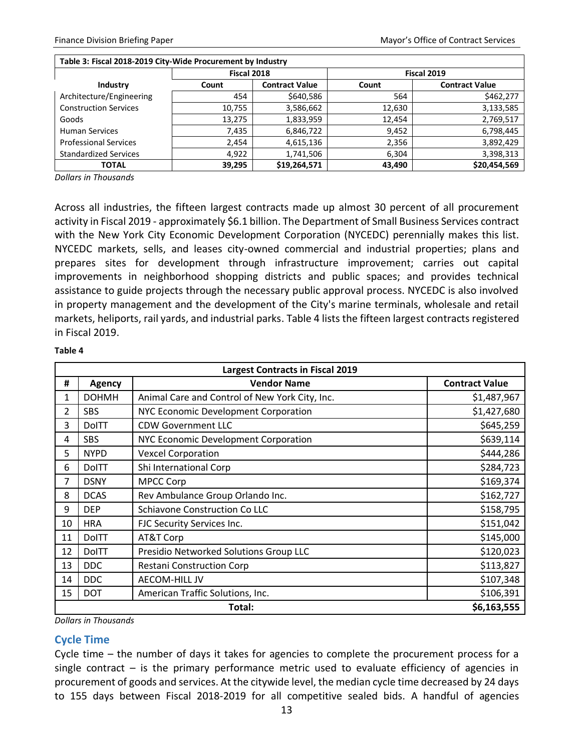| Table 3: Fiscal 2018-2019 City-Wide Procurement by Industry | | | | |
|---|---|---|---|---|
| | Fiscal 2018 | | Fiscal 2019 | |
| Industry | Count | Contract Value | Count | Contract Value |
| Architecture/Engineering | 454 | $640,586 | 564 | $462,277 |
| Construction Services | 10,755 | 3,586,662 | 12,630 | 3,133,585 |
| Goods | 13,275 | 1,833,959 | 12,454 | 2,769,517 |
| Human Services | 7,435 | 6,846,722 | 9,452 | 6,798,445 |
| Professional Services | 2,454 | 4,615,136 | 2,356 | 3,892,429 |
| Standardized Services | 4,922 | 1,741,506 | 6,304 | 3,398,313 |
| **TOTAL** | **39,295** | **$19,264,571** | **43,490** | **$20,454,569** |

*Dollars in Thousands*

Across all industries, the fifteen largest contracts made up almost 30 percent of all procurement activity in Fiscal 2019 - approximately $6.1 billion. The Department of Small Business Services contract with the New York City Economic Development Corporation (NYCEDC) perennially makes this list. NYCEDC markets, sells, and leases city-owned commercial and industrial properties; plans and prepares sites for development through infrastructure improvement; carries out capital improvements in neighborhood shopping districts and public spaces; and provides technical assistance to guide projects through the necessary public approval process. NYCEDC is also involved in property management and the development of the City's marine terminals, wholesale and retail markets, heliports, rail yards, and industrial parks. Table 4 lists the fifteen largest contracts registered in Fiscal 2019.

**Table 4**

| Largest Contracts in Fiscal 2019 | | | |
|---|---|---|---|
| # | Agency | Vendor Name | Contract Value |
| 1 | DOHMH | Animal Care and Control of New York City, Inc. | $1,487,967 |
| 2 | SBS | NYC Economic Development Corporation | $1,427,680 |
| 3 | DoITT | CDW Government LLC | $645,259 |
| 4 | SBS | NYC Economic Development Corporation | $639,114 |
| 5 | NYPD | Vexcel Corporation | $444,286 |
| 6 | DoITT | Shi International Corp | $284,723 |
| 7 | DSNY | MPCC Corp | $169,374 |
| 8 | DCAS | Rev Ambulance Group Orlando Inc. | $162,727 |
| 9 | DEP | Schiavone Construction Co LLC | $158,795 |
| 10 | HRA | FJC Security Services Inc. | $151,042 |
| 11 | DoITT | AT&T Corp | $145,000 |
| 12 | DoITT | Presidio Networked Solutions Group LLC | $120,023 |
| 13 | DDC | Restani Construction Corp | $113,827 |
| 14 | DDC | AECOM-HILL JV | $107,348 |
| 15 | DOT | American Traffic Solutions, Inc. | $106,391 |
| | | **Total:** | **$6,163,555** |

*Dollars in Thousands*

## Cycle Time

Cycle time – the number of days it takes for agencies to complete the procurement process for a single contract – is the primary performance metric used to evaluate efficiency of agencies in procurement of goods and services. At the citywide level, the median cycle time decreased by 24 days to 155 days between Fiscal 2018-2019 for all competitive sealed bids. A handful of agencies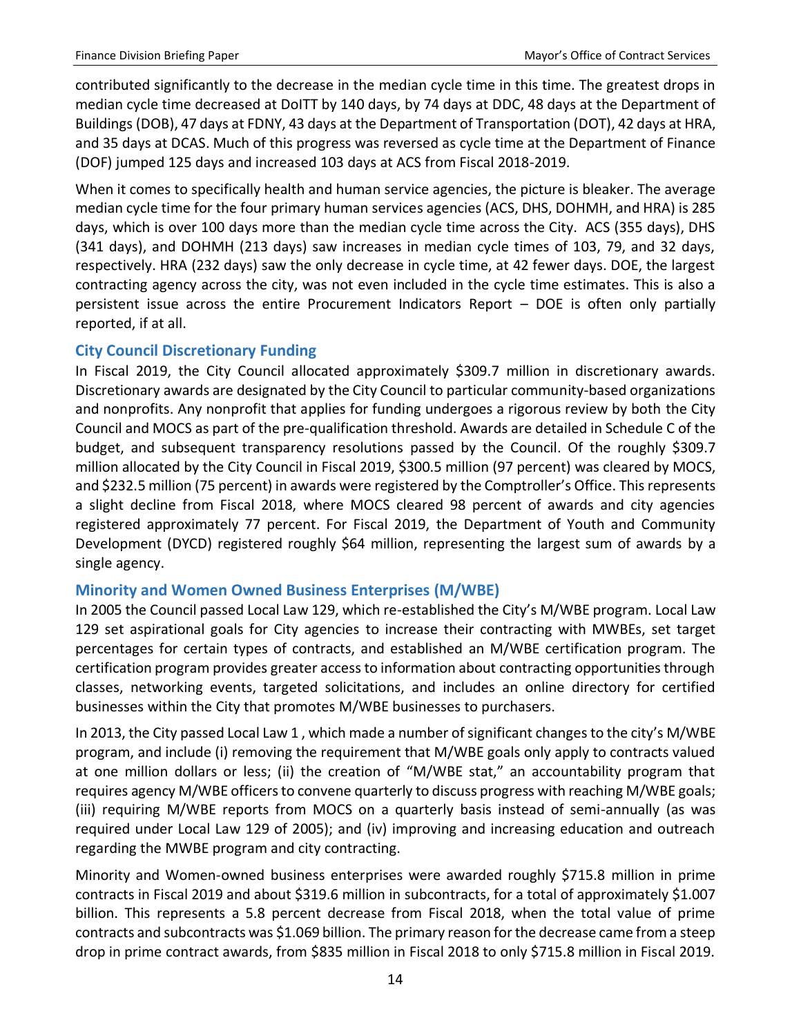contributed significantly to the decrease in the median cycle time in this time. The greatest drops in median cycle time decreased at DoITT by 140 days, by 74 days at DDC, 48 days at the Department of Buildings (DOB), 47 days at FDNY, 43 days at the Department of Transportation (DOT), 42 days at HRA, and 35 days at DCAS. Much of this progress was reversed as cycle time at the Department of Finance (DOF) jumped 125 days and increased 103 days at ACS from Fiscal 2018-2019.

When it comes to specifically health and human service agencies, the picture is bleaker. The average median cycle time for the four primary human services agencies (ACS, DHS, DOHMH, and HRA) is 285 days, which is over 100 days more than the median cycle time across the City. ACS (355 days), DHS (341 days), and DOHMH (213 days) saw increases in median cycle times of 103, 79, and 32 days, respectively. HRA (232 days) saw the only decrease in cycle time, at 42 fewer days. DOE, the largest contracting agency across the city, was not even included in the cycle time estimates. This is also a persistent issue across the entire Procurement Indicators Report – DOE is often only partially reported, if at all.

### City Council Discretionary Funding

In Fiscal 2019, the City Council allocated approximately $309.7 million in discretionary awards. Discretionary awards are designated by the City Council to particular community-based organizations and nonprofits. Any nonprofit that applies for funding undergoes a rigorous review by both the City Council and MOCS as part of the pre-qualification threshold. Awards are detailed in Schedule C of the budget, and subsequent transparency resolutions passed by the Council. Of the roughly $309.7 million allocated by the City Council in Fiscal 2019, $300.5 million (97 percent) was cleared by MOCS, and $232.5 million (75 percent) in awards were registered by the Comptroller's Office. This represents a slight decline from Fiscal 2018, where MOCS cleared 98 percent of awards and city agencies registered approximately 77 percent. For Fiscal 2019, the Department of Youth and Community Development (DYCD) registered roughly $64 million, representing the largest sum of awards by a single agency.

### Minority and Women Owned Business Enterprises (M/WBE)

In 2005 the Council passed Local Law 129, which re-established the City's M/WBE program. Local Law 129 set aspirational goals for City agencies to increase their contracting with MWBEs, set target percentages for certain types of contracts, and established an M/WBE certification program. The certification program provides greater access to information about contracting opportunities through classes, networking events, targeted solicitations, and includes an online directory for certified businesses within the City that promotes M/WBE businesses to purchasers.

In 2013, the City passed Local Law 1 , which made a number of significant changes to the city's M/WBE program, and include (i) removing the requirement that M/WBE goals only apply to contracts valued at one million dollars or less; (ii) the creation of "M/WBE stat," an accountability program that requires agency M/WBE officers to convene quarterly to discuss progress with reaching M/WBE goals; (iii) requiring M/WBE reports from MOCS on a quarterly basis instead of semi-annually (as was required under Local Law 129 of 2005); and (iv) improving and increasing education and outreach regarding the MWBE program and city contracting.

Minority and Women-owned business enterprises were awarded roughly $715.8 million in prime contracts in Fiscal 2019 and about $319.6 million in subcontracts, for a total of approximately $1.007 billion. This represents a 5.8 percent decrease from Fiscal 2018, when the total value of prime contracts and subcontracts was $1.069 billion. The primary reason for the decrease came from a steep drop in prime contract awards, from $835 million in Fiscal 2018 to only $715.8 million in Fiscal 2019.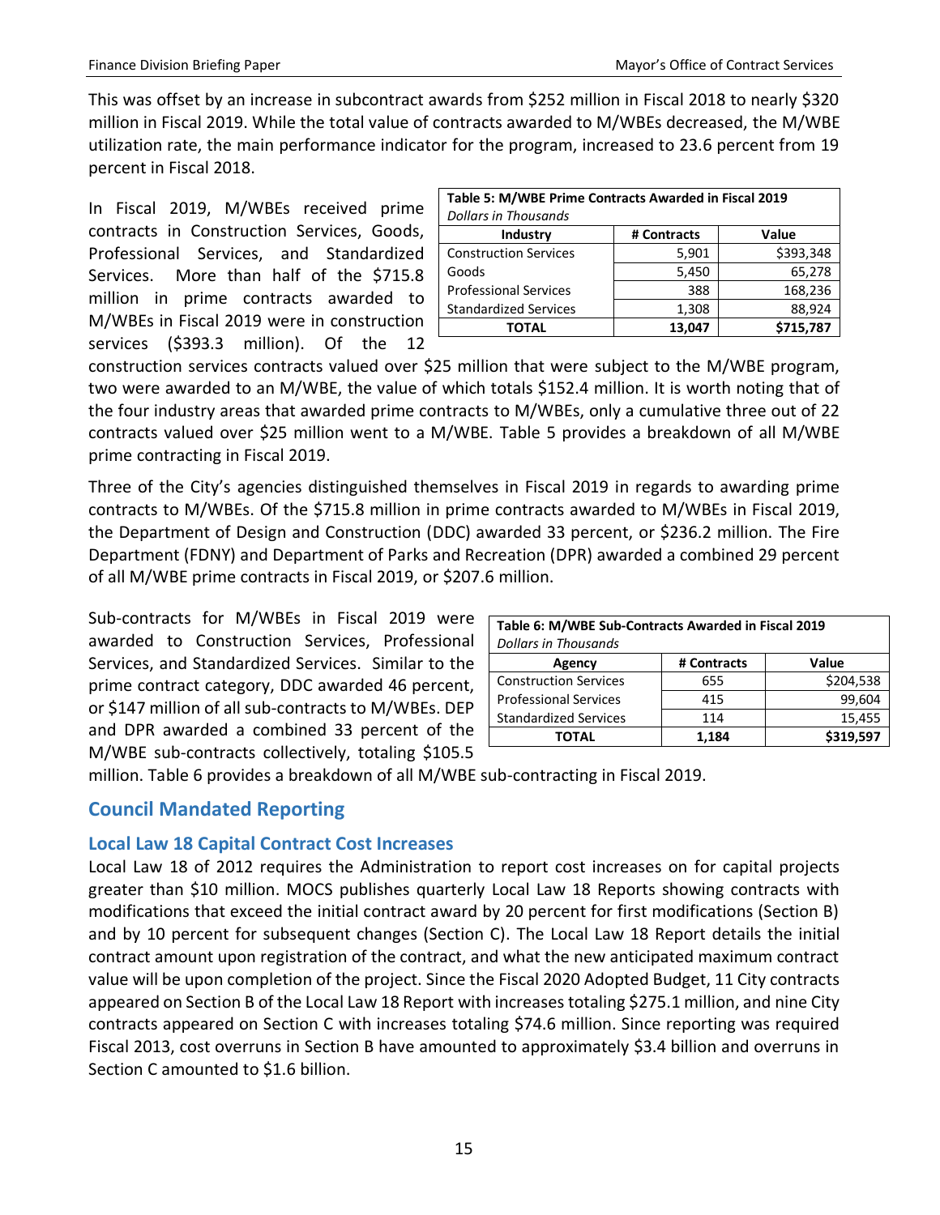This was offset by an increase in subcontract awards from $252 million in Fiscal 2018 to nearly $320 million in Fiscal 2019. While the total value of contracts awarded to M/WBEs decreased, the M/WBE utilization rate, the main performance indicator for the program, increased to 23.6 percent from 19 percent in Fiscal 2018.

In Fiscal 2019, M/WBEs received prime contracts in Construction Services, Goods, Professional Services, and Standardized Services. More than half of the $715.8 million in prime contracts awarded to M/WBEs in Fiscal 2019 were in construction services ($393.3 million). Of the 12 construction services contracts valued over $25 million that were subject to the M/WBE program, two were awarded to an M/WBE, the value of which totals $152.4 million. It is worth noting that of the four industry areas that awarded prime contracts to M/WBEs, only a cumulative three out of 22 contracts valued over $25 million went to a M/WBE. Table 5 provides a breakdown of all M/WBE prime contracting in Fiscal 2019.

**Table 5: M/WBE Prime Contracts Awarded in Fiscal 2019**
*Dollars in Thousands*

| Industry | # Contracts | Value |
|---|---|---|
| Construction Services | 5,901 | $393,348 |
| Goods | 5,450 | 65,278 |
| Professional Services | 388 | 168,236 |
| Standardized Services | 1,308 | 88,924 |
| **TOTAL** | **13,047** | **$715,787** |

Three of the City's agencies distinguished themselves in Fiscal 2019 in regards to awarding prime contracts to M/WBEs. Of the $715.8 million in prime contracts awarded to M/WBEs in Fiscal 2019, the Department of Design and Construction (DDC) awarded 33 percent, or $236.2 million. The Fire Department (FDNY) and Department of Parks and Recreation (DPR) awarded a combined 29 percent of all M/WBE prime contracts in Fiscal 2019, or $207.6 million.

Sub-contracts for M/WBEs in Fiscal 2019 were awarded to Construction Services, Professional Services, and Standardized Services. Similar to the prime contract category, DDC awarded 46 percent, or $147 million of all sub-contracts to M/WBEs. DEP and DPR awarded a combined 33 percent of the M/WBE sub-contracts collectively, totaling $105.5 million. Table 6 provides a breakdown of all M/WBE sub-contracting in Fiscal 2019.

**Table 6: M/WBE Sub-Contracts Awarded in Fiscal 2019**
*Dollars in Thousands*

| Agency | # Contracts | Value |
|---|---|---|
| Construction Services | 655 | $204,538 |
| Professional Services | 415 | 99,604 |
| Standardized Services | 114 | 15,455 |
| **TOTAL** | **1,184** | **$319,597** |

## Council Mandated Reporting

### Local Law 18 Capital Contract Cost Increases

Local Law 18 of 2012 requires the Administration to report cost increases on for capital projects greater than $10 million. MOCS publishes quarterly Local Law 18 Reports showing contracts with modifications that exceed the initial contract award by 20 percent for first modifications (Section B) and by 10 percent for subsequent changes (Section C). The Local Law 18 Report details the initial contract amount upon registration of the contract, and what the new anticipated maximum contract value will be upon completion of the project. Since the Fiscal 2020 Adopted Budget, 11 City contracts appeared on Section B of the Local Law 18 Report with increases totaling $275.1 million, and nine City contracts appeared on Section C with increases totaling $74.6 million. Since reporting was required Fiscal 2013, cost overruns in Section B have amounted to approximately $3.4 billion and overruns in Section C amounted to $1.6 billion.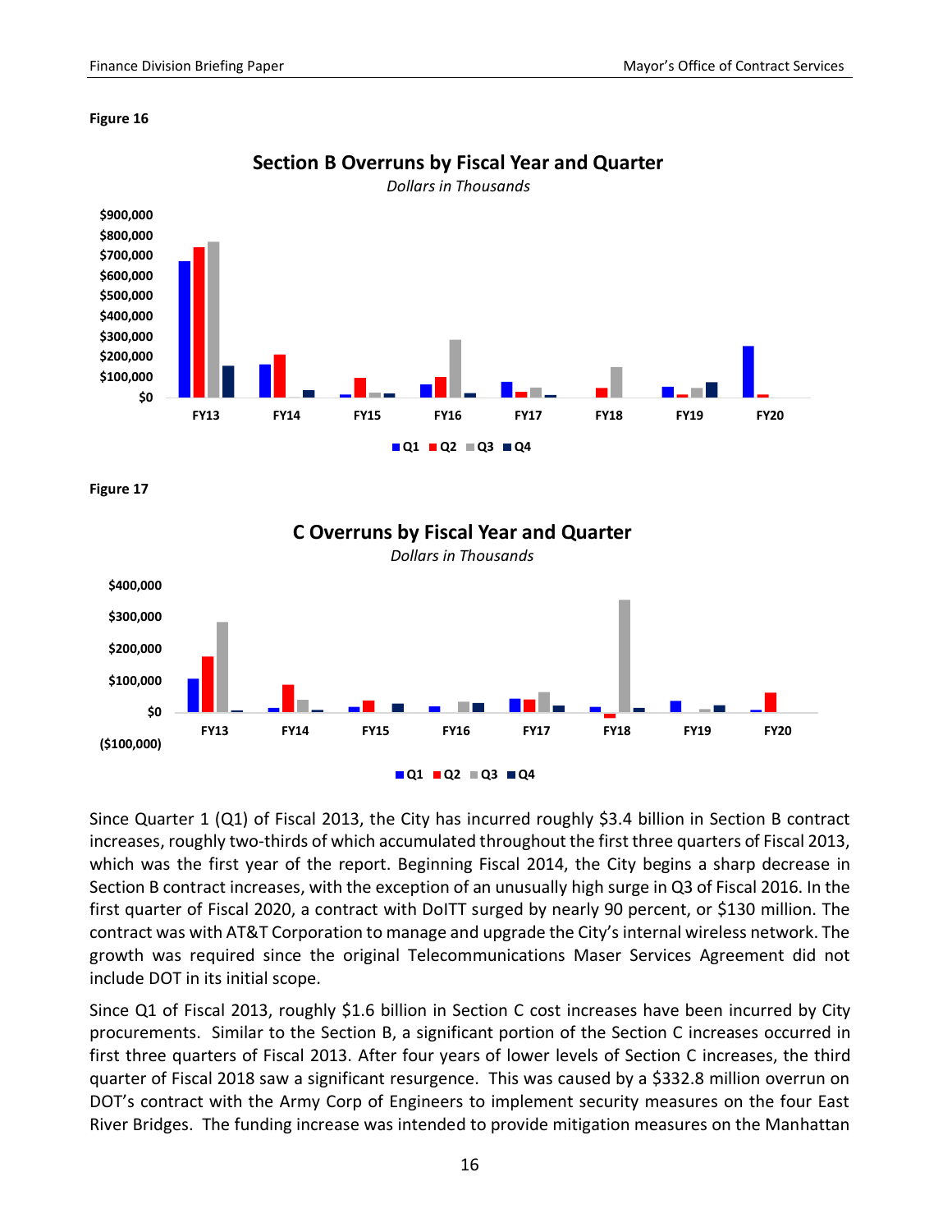**Figure 16**

**Section B Overruns by Fiscal Year and Quarter**

*Dollars in Thousands*

**Figure 17**

**C Overruns by Fiscal Year and Quarter**

*Dollars in Thousands*

Since Quarter 1 (Q1) of Fiscal 2013, the City has incurred roughly $3.4 billion in Section B contract increases, roughly two-thirds of which accumulated throughout the first three quarters of Fiscal 2013, which was the first year of the report. Beginning Fiscal 2014, the City begins a sharp decrease in Section B contract increases, with the exception of an unusually high surge in Q3 of Fiscal 2016. In the first quarter of Fiscal 2020, a contract with DoITT surged by nearly 90 percent, or $130 million. The contract was with AT&T Corporation to manage and upgrade the City's internal wireless network. The growth was required since the original Telecommunications Maser Services Agreement did not include DOT in its initial scope.

Since Q1 of Fiscal 2013, roughly $1.6 billion in Section C cost increases have been incurred by City procurements. Similar to the Section B, a significant portion of the Section C increases occurred in first three quarters of Fiscal 2013. After four years of lower levels of Section C increases, the third quarter of Fiscal 2018 saw a significant resurgence. This was caused by a $332.8 million overrun on DOT's contract with the Army Corp of Engineers to implement security measures on the four East River Bridges. The funding increase was intended to provide mitigation measures on the Manhattan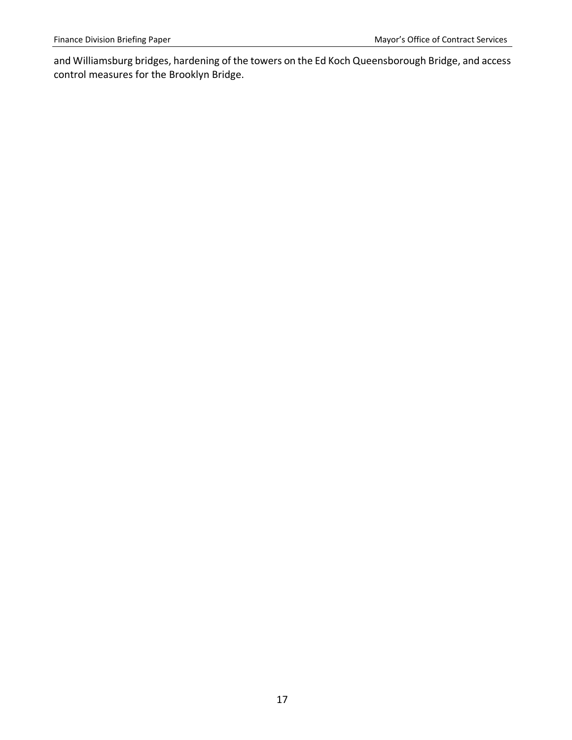and Williamsburg bridges, hardening of the towers on the Ed Koch Queensborough Bridge, and access control measures for the Brooklyn Bridge.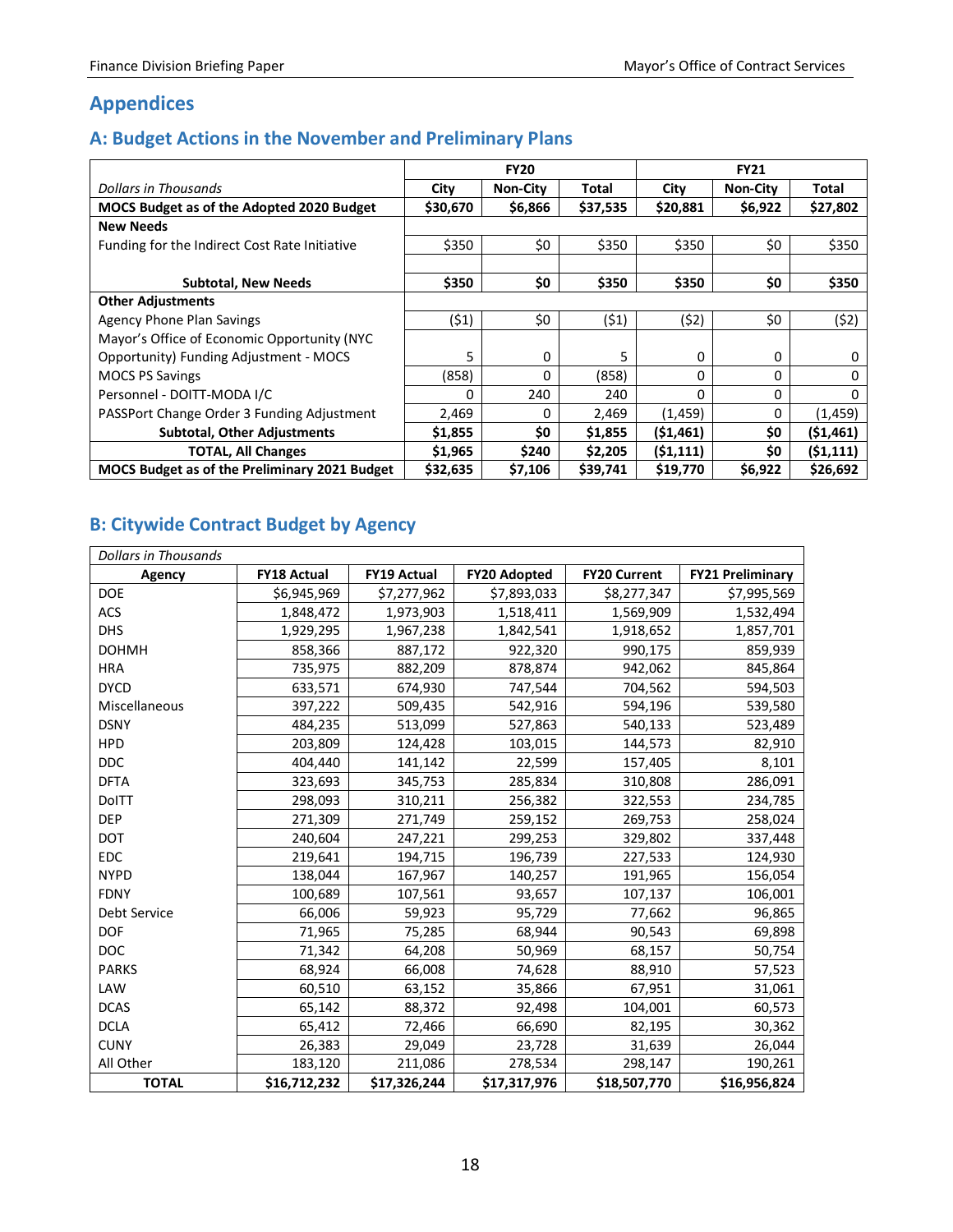# Appendices

## A: Budget Actions in the November and Preliminary Plans

| *Dollars in Thousands* | FY20 | | | FY21 | | |
|---|---|---|---|---|---|---|
| | City | Non-City | Total | City | Non-City | Total |
| **MOCS Budget as of the Adopted 2020 Budget** | **$30,670** | **$6,866** | **$37,535** | **$20,881** | **$6,922** | **$27,802** |
| **New Needs** | | | | | | |
| Funding for the Indirect Cost Rate Initiative | $350 | $0 | $350 | $350 | $0 | $350 |
| **Subtotal, New Needs** | **$350** | **$0** | **$350** | **$350** | **$0** | **$350** |
| **Other Adjustments** | | | | | | |
| Agency Phone Plan Savings | ($1) | $0 | ($1) | ($2) | $0 | ($2) |
| Mayor's Office of Economic Opportunity (NYC Opportunity) Funding Adjustment - MOCS | 5 | 0 | 5 | 0 | 0 | 0 |
| MOCS PS Savings | (858) | 0 | (858) | 0 | 0 | 0 |
| Personnel - DOITT-MODA I/C | 0 | 240 | 240 | 0 | 0 | 0 |
| PASSPort Change Order 3 Funding Adjustment | 2,469 | 0 | 2,469 | (1,459) | 0 | (1,459) |
| **Subtotal, Other Adjustments** | **$1,855** | **$0** | **$1,855** | **($1,461)** | **$0** | **($1,461)** |
| **TOTAL, All Changes** | **$1,965** | **$240** | **$2,205** | **($1,111)** | **$0** | **($1,111)** |
| **MOCS Budget as of the Preliminary 2021 Budget** | **$32,635** | **$7,106** | **$39,741** | **$19,770** | **$6,922** | **$26,692** |

## B: Citywide Contract Budget by Agency

*Dollars in Thousands*

| Agency | FY18 Actual | FY19 Actual | FY20 Adopted | FY20 Current | FY21 Preliminary |
|---|---|---|---|---|---|
| DOE | $6,945,969 | $7,277,962 | $7,893,033 | $8,277,347 | $7,995,569 |
| ACS | 1,848,472 | 1,973,903 | 1,518,411 | 1,569,909 | 1,532,494 |
| DHS | 1,929,295 | 1,967,238 | 1,842,541 | 1,918,652 | 1,857,701 |
| DOHMH | 858,366 | 887,172 | 922,320 | 990,175 | 859,939 |
| HRA | 735,975 | 882,209 | 878,874 | 942,062 | 845,864 |
| DYCD | 633,571 | 674,930 | 747,544 | 704,562 | 594,503 |
| Miscellaneous | 397,222 | 509,435 | 542,916 | 594,196 | 539,580 |
| DSNY | 484,235 | 513,099 | 527,863 | 540,133 | 523,489 |
| HPD | 203,809 | 124,428 | 103,015 | 144,573 | 82,910 |
| DDC | 404,440 | 141,142 | 22,599 | 157,405 | 8,101 |
| DFTA | 323,693 | 345,753 | 285,834 | 310,808 | 286,091 |
| DoITT | 298,093 | 310,211 | 256,382 | 322,553 | 234,785 |
| DEP | 271,309 | 271,749 | 259,152 | 269,753 | 258,024 |
| DOT | 240,604 | 247,221 | 299,253 | 329,802 | 337,448 |
| EDC | 219,641 | 194,715 | 196,739 | 227,533 | 124,930 |
| NYPD | 138,044 | 167,967 | 140,257 | 191,965 | 156,054 |
| FDNY | 100,689 | 107,561 | 93,657 | 107,137 | 106,001 |
| Debt Service | 66,006 | 59,923 | 95,729 | 77,662 | 96,865 |
| DOF | 71,965 | 75,285 | 68,944 | 90,543 | 69,898 |
| DOC | 71,342 | 64,208 | 50,969 | 68,157 | 50,754 |
| PARKS | 68,924 | 66,008 | 74,628 | 88,910 | 57,523 |
| LAW | 60,510 | 63,152 | 35,866 | 67,951 | 31,061 |
| DCAS | 65,142 | 88,372 | 92,498 | 104,001 | 60,573 |
| DCLA | 65,412 | 72,466 | 66,690 | 82,195 | 30,362 |
| CUNY | 26,383 | 29,049 | 23,728 | 31,639 | 26,044 |
| All Other | 183,120 | 211,086 | 278,534 | 298,147 | 190,261 |
| **TOTAL** | **$16,712,232** | **$17,326,244** | **$17,317,976** | **$18,507,770** | **$16,956,824** |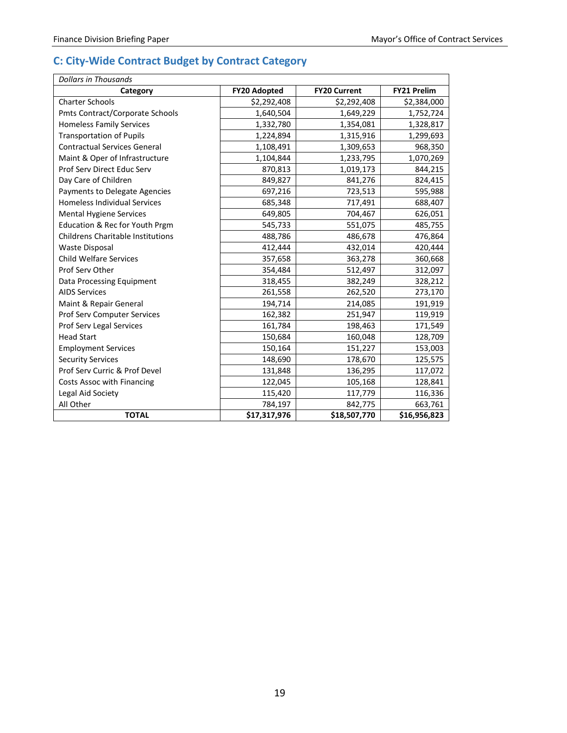## C: City-Wide Contract Budget by Contract Category

| *Dollars in Thousands* | | | |
|---|---|---|---|
| **Category** | **FY20 Adopted** | **FY20 Current** | **FY21 Prelim** |
| Charter Schools | $2,292,408 | $2,292,408 | $2,384,000 |
| Pmts Contract/Corporate Schools | 1,640,504 | 1,649,229 | 1,752,724 |
| Homeless Family Services | 1,332,780 | 1,354,081 | 1,328,817 |
| Transportation of Pupils | 1,224,894 | 1,315,916 | 1,299,693 |
| Contractual Services General | 1,108,491 | 1,309,653 | 968,350 |
| Maint & Oper of Infrastructure | 1,104,844 | 1,233,795 | 1,070,269 |
| Prof Serv Direct Educ Serv | 870,813 | 1,019,173 | 844,215 |
| Day Care of Children | 849,827 | 841,276 | 824,415 |
| Payments to Delegate Agencies | 697,216 | 723,513 | 595,988 |
| Homeless Individual Services | 685,348 | 717,491 | 688,407 |
| Mental Hygiene Services | 649,805 | 704,467 | 626,051 |
| Education & Rec for Youth Prgm | 545,733 | 551,075 | 485,755 |
| Childrens Charitable Institutions | 488,786 | 486,678 | 476,864 |
| Waste Disposal | 412,444 | 432,014 | 420,444 |
| Child Welfare Services | 357,658 | 363,278 | 360,668 |
| Prof Serv Other | 354,484 | 512,497 | 312,097 |
| Data Processing Equipment | 318,455 | 382,249 | 328,212 |
| AIDS Services | 261,558 | 262,520 | 273,170 |
| Maint & Repair General | 194,714 | 214,085 | 191,919 |
| Prof Serv Computer Services | 162,382 | 251,947 | 119,919 |
| Prof Serv Legal Services | 161,784 | 198,463 | 171,549 |
| Head Start | 150,684 | 160,048 | 128,709 |
| Employment Services | 150,164 | 151,227 | 153,003 |
| Security Services | 148,690 | 178,670 | 125,575 |
| Prof Serv Curric & Prof Devel | 131,848 | 136,295 | 117,072 |
| Costs Assoc with Financing | 122,045 | 105,168 | 128,841 |
| Legal Aid Society | 115,420 | 117,779 | 116,336 |
| All Other | 784,197 | 842,775 | 663,761 |
| **TOTAL** | **$17,317,976** | **$18,507,770** | **$16,956,823** |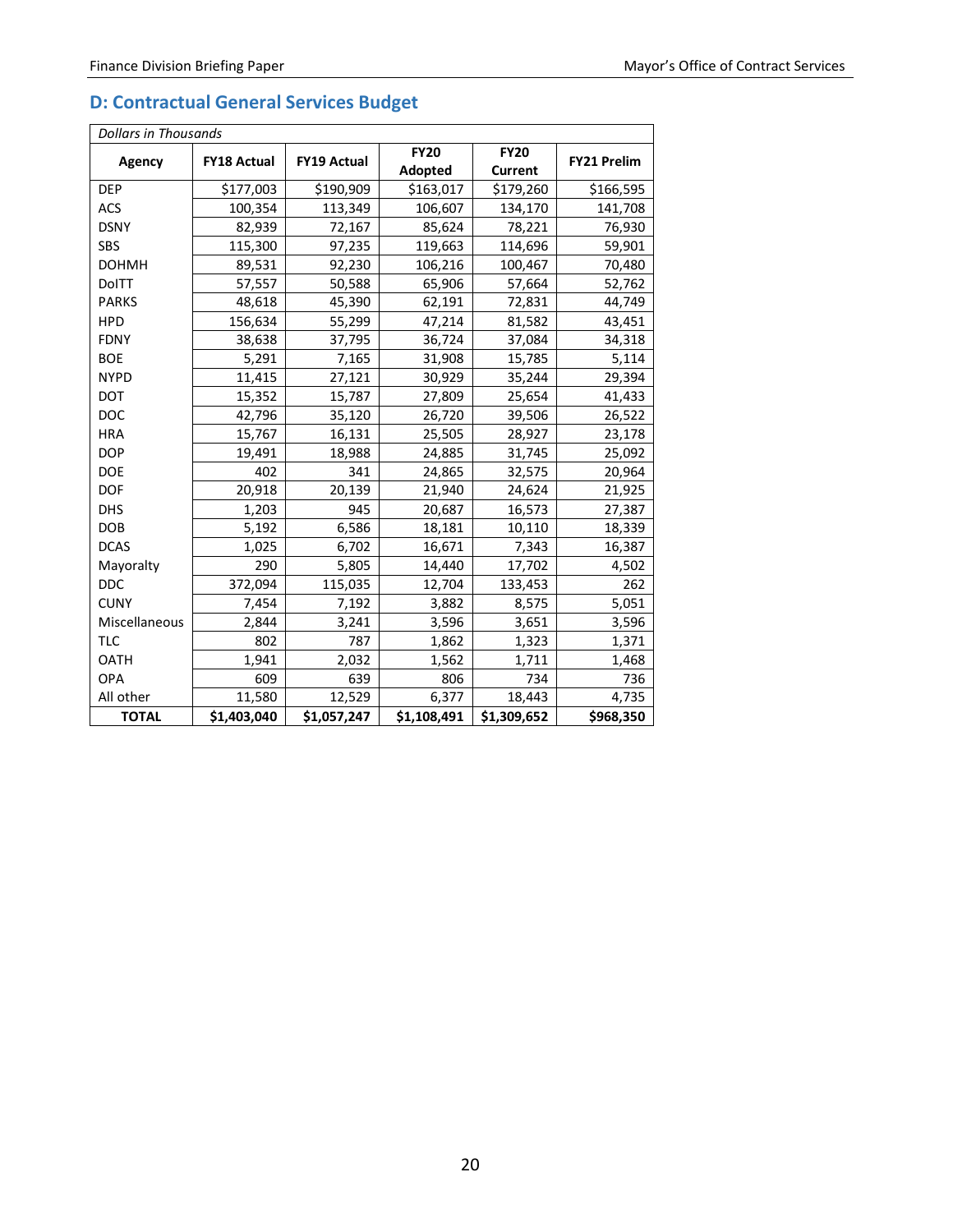## D: Contractual General Services Budget

| *Dollars in Thousands* | | | | | |
|---|---|---|---|---|---|
| **Agency** | **FY18 Actual** | **FY19 Actual** | **FY20 Adopted** | **FY20 Current** | **FY21 Prelim** |
| DEP | $177,003 | $190,909 | $163,017 | $179,260 | $166,595 |
| ACS | 100,354 | 113,349 | 106,607 | 134,170 | 141,708 |
| DSNY | 82,939 | 72,167 | 85,624 | 78,221 | 76,930 |
| SBS | 115,300 | 97,235 | 119,663 | 114,696 | 59,901 |
| DOHMH | 89,531 | 92,230 | 106,216 | 100,467 | 70,480 |
| DoITT | 57,557 | 50,588 | 65,906 | 57,664 | 52,762 |
| PARKS | 48,618 | 45,390 | 62,191 | 72,831 | 44,749 |
| HPD | 156,634 | 55,299 | 47,214 | 81,582 | 43,451 |
| FDNY | 38,638 | 37,795 | 36,724 | 37,084 | 34,318 |
| BOE | 5,291 | 7,165 | 31,908 | 15,785 | 5,114 |
| NYPD | 11,415 | 27,121 | 30,929 | 35,244 | 29,394 |
| DOT | 15,352 | 15,787 | 27,809 | 25,654 | 41,433 |
| DOC | 42,796 | 35,120 | 26,720 | 39,506 | 26,522 |
| HRA | 15,767 | 16,131 | 25,505 | 28,927 | 23,178 |
| DOP | 19,491 | 18,988 | 24,885 | 31,745 | 25,092 |
| DOE | 402 | 341 | 24,865 | 32,575 | 20,964 |
| DOF | 20,918 | 20,139 | 21,940 | 24,624 | 21,925 |
| DHS | 1,203 | 945 | 20,687 | 16,573 | 27,387 |
| DOB | 5,192 | 6,586 | 18,181 | 10,110 | 18,339 |
| DCAS | 1,025 | 6,702 | 16,671 | 7,343 | 16,387 |
| Mayoralty | 290 | 5,805 | 14,440 | 17,702 | 4,502 |
| DDC | 372,094 | 115,035 | 12,704 | 133,453 | 262 |
| CUNY | 7,454 | 7,192 | 3,882 | 8,575 | 5,051 |
| Miscellaneous | 2,844 | 3,241 | 3,596 | 3,651 | 3,596 |
| TLC | 802 | 787 | 1,862 | 1,323 | 1,371 |
| OATH | 1,941 | 2,032 | 1,562 | 1,711 | 1,468 |
| OPA | 609 | 639 | 806 | 734 | 736 |
| All other | 11,580 | 12,529 | 6,377 | 18,443 | 4,735 |
| **TOTAL** | **$1,403,040** | **$1,057,247** | **$1,108,491** | **$1,309,652** | **$968,350** |